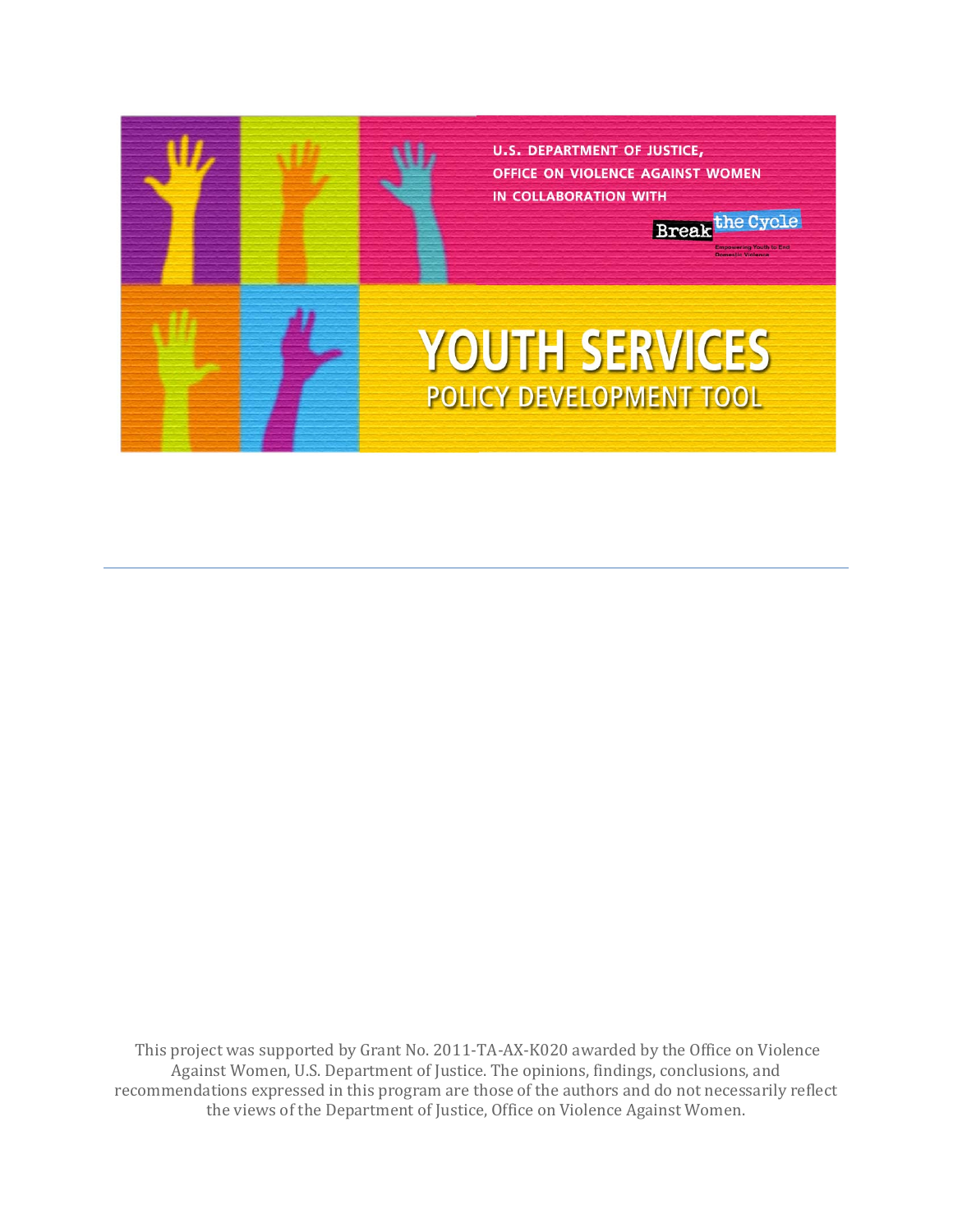U.S. DEPARTMENT OF JUSTICE,
OFFICE ON VIOLENCE AGAINST WOMEN
IN COLLABORATION WITH

Break the Cycle
Empowering Youth to End Domestic Violence

# YOUTH SERVICES

## POLICY DEVELOPMENT TOOL

---

This project was supported by Grant No. 2011-TA-AX-K020 awarded by the Office on Violence Against Women, U.S. Department of Justice. The opinions, findings, conclusions, and recommendations expressed in this program are those of the authors and do not necessarily reflect the views of the Department of Justice, Office on Violence Against Women.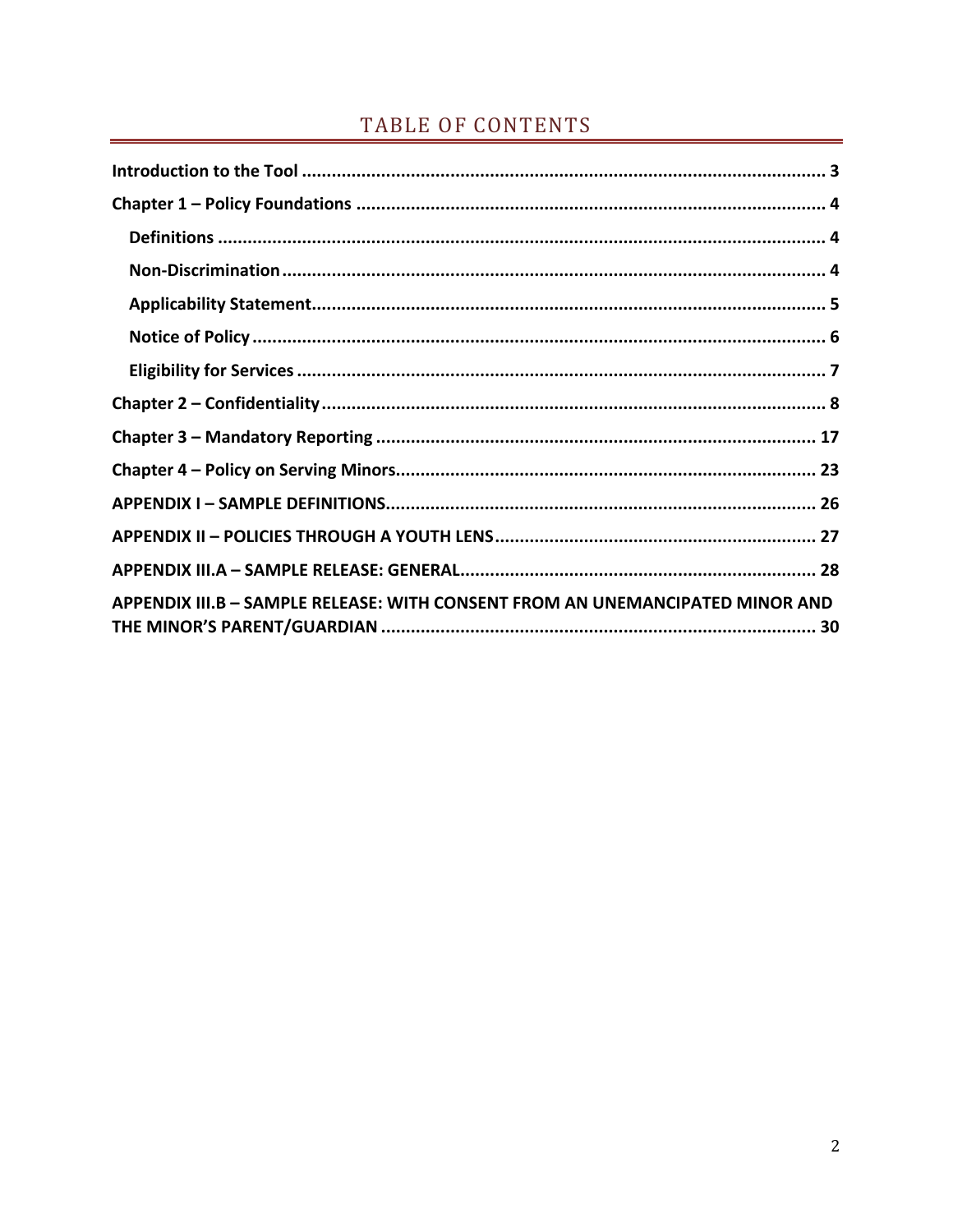# TABLE OF CONTENTS

**Introduction to the Tool** ........................................................................................................ 3

**Chapter 1 – Policy Foundations** ............................................................................................... 4

- **Definitions** ............................................................................................................................ 4
- **Non-Discrimination** .............................................................................................................. 4
- **Applicability Statement** ........................................................................................................ 5
- **Notice of Policy** .................................................................................................................... 6
- **Eligibility for Services** ........................................................................................................... 7

**Chapter 2 – Confidentiality** ...................................................................................................... 8

**Chapter 3 – Mandatory Reporting** .......................................................................................... 17

**Chapter 4 – Policy on Serving Minors** ..................................................................................... 23

**APPENDIX I – SAMPLE DEFINITIONS** ...................................................................................... 26

**APPENDIX II – POLICIES THROUGH A YOUTH LENS** ................................................................. 27

**APPENDIX III.A – SAMPLE RELEASE: GENERAL** ........................................................................ 28

**APPENDIX III.B – SAMPLE RELEASE: WITH CONSENT FROM AN UNEMANCIPATED MINOR AND THE MINOR'S PARENT/GUARDIAN** ......................................................................................... 30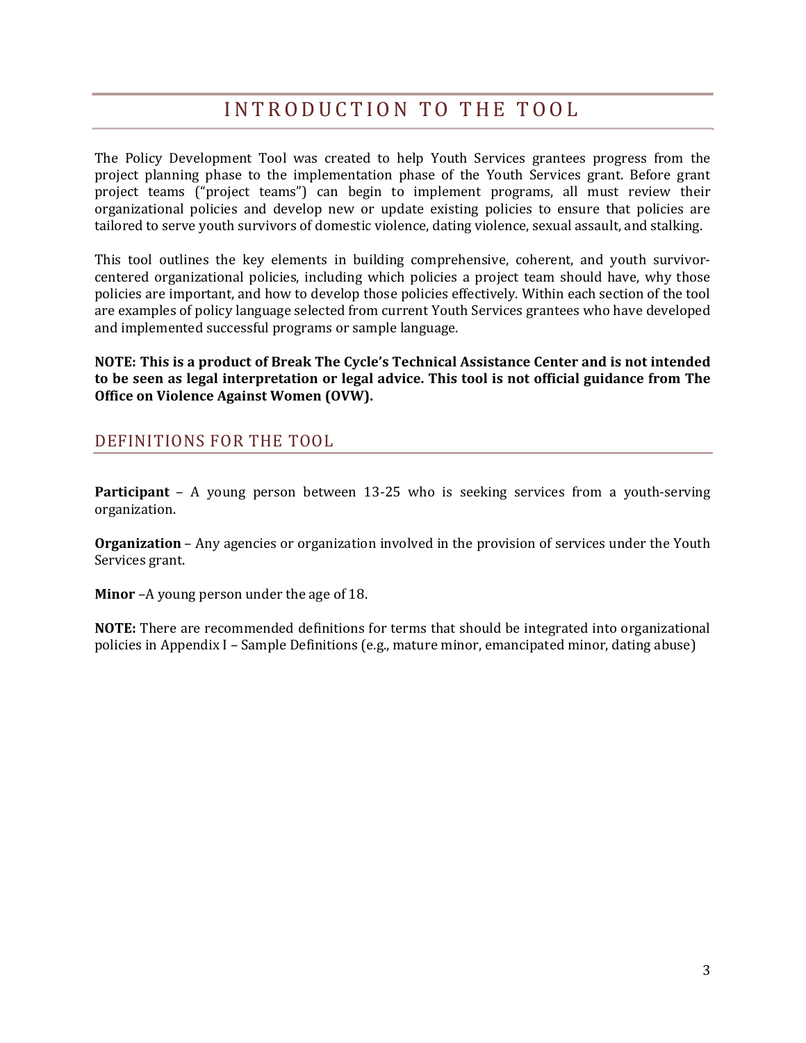# INTRODUCTION TO THE TOOL

The Policy Development Tool was created to help Youth Services grantees progress from the project planning phase to the implementation phase of the Youth Services grant. Before grant project teams ("project teams") can begin to implement programs, all must review their organizational policies and develop new or update existing policies to ensure that policies are tailored to serve youth survivors of domestic violence, dating violence, sexual assault, and stalking.

This tool outlines the key elements in building comprehensive, coherent, and youth survivor-centered organizational policies, including which policies a project team should have, why those policies are important, and how to develop those policies effectively. Within each section of the tool are examples of policy language selected from current Youth Services grantees who have developed and implemented successful programs or sample language.

**NOTE: This is a product of Break The Cycle's Technical Assistance Center and is not intended to be seen as legal interpretation or legal advice. This tool is not official guidance from The Office on Violence Against Women (OVW).**

## DEFINITIONS FOR THE TOOL

**Participant** – A young person between 13-25 who is seeking services from a youth-serving organization.

**Organization** – Any agencies or organization involved in the provision of services under the Youth Services grant.

**Minor** –A young person under the age of 18.

**NOTE:** There are recommended definitions for terms that should be integrated into organizational policies in Appendix I – Sample Definitions (e.g., mature minor, emancipated minor, dating abuse)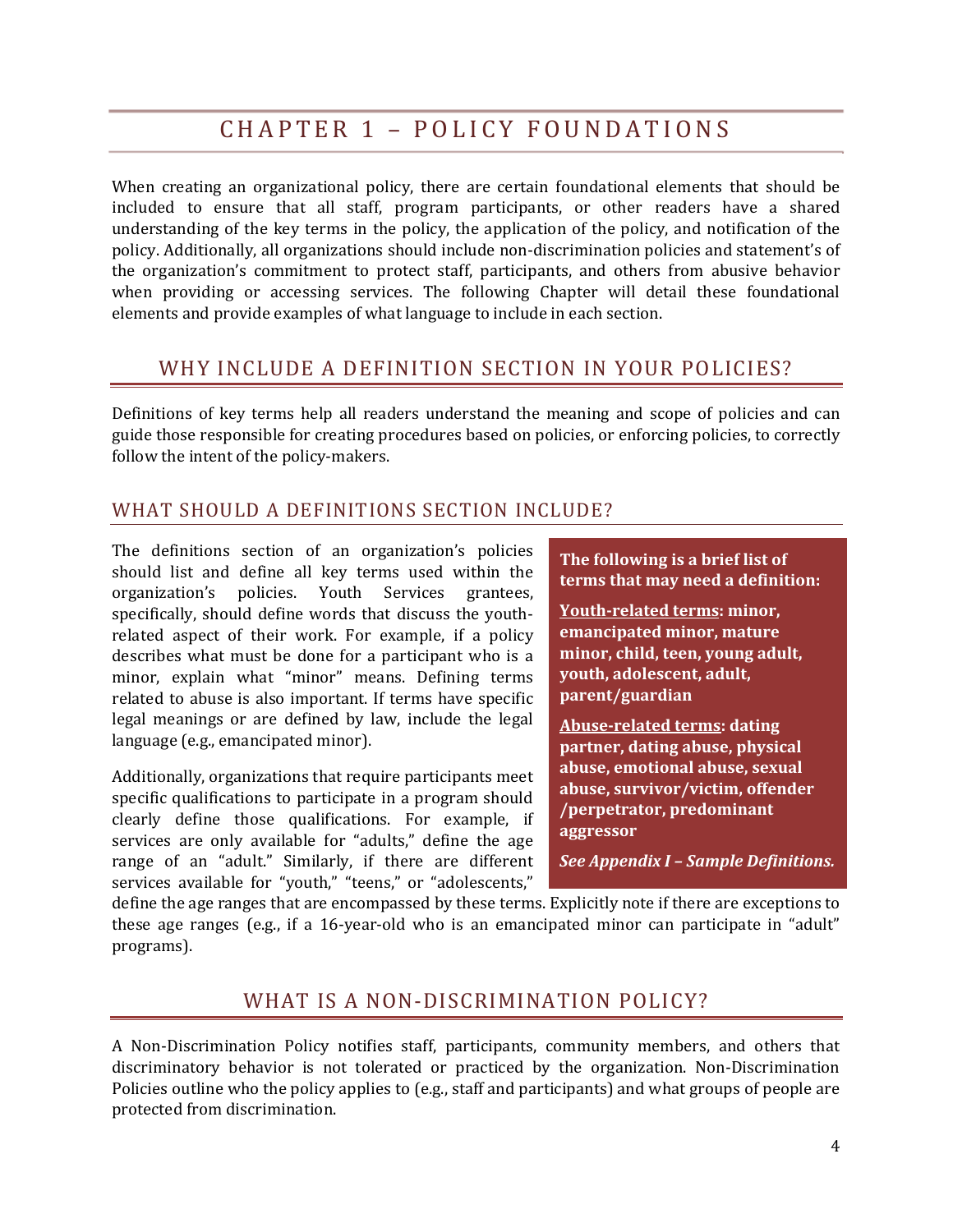# CHAPTER 1 – POLICY FOUNDATIONS

When creating an organizational policy, there are certain foundational elements that should be included to ensure that all staff, program participants, or other readers have a shared understanding of the key terms in the policy, the application of the policy, and notification of the policy. Additionally, all organizations should include non-discrimination policies and statement's of the organization's commitment to protect staff, participants, and others from abusive behavior when providing or accessing services. The following Chapter will detail these foundational elements and provide examples of what language to include in each section.

## WHY INCLUDE A DEFINITION SECTION IN YOUR POLICIES?

Definitions of key terms help all readers understand the meaning and scope of policies and can guide those responsible for creating procedures based on policies, or enforcing policies, to correctly follow the intent of the policy-makers.

### WHAT SHOULD A DEFINITIONS SECTION INCLUDE?

The definitions section of an organization's policies should list and define all key terms used within the organization's policies. Youth Services grantees, specifically, should define words that discuss the youth-related aspect of their work. For example, if a policy describes what must be done for a participant who is a minor, explain what "minor" means. Defining terms related to abuse is also important. If terms have specific legal meanings or are defined by law, include the legal language (e.g., emancipated minor).

Additionally, organizations that require participants meet specific qualifications to participate in a program should clearly define those qualifications. For example, if services are only available for "adults," define the age range of an "adult." Similarly, if there are different services available for "youth," "teens," or "adolescents," define the age ranges that are encompassed by these terms. Explicitly note if there are exceptions to these age ranges (e.g., if a 16-year-old who is an emancipated minor can participate in "adult" programs).

**The following is a brief list of terms that may need a definition:**

**Youth-related terms: minor, emancipated minor, mature minor, child, teen, young adult, youth, adolescent, adult, parent/guardian**

**Abuse-related terms: dating partner, dating abuse, physical abuse, emotional abuse, sexual abuse, survivor/victim, offender /perpetrator, predominant aggressor**

***See Appendix I – Sample Definitions.***

## WHAT IS A NON-DISCRIMINATION POLICY?

A Non-Discrimination Policy notifies staff, participants, community members, and others that discriminatory behavior is not tolerated or practiced by the organization. Non-Discrimination Policies outline who the policy applies to (e.g., staff and participants) and what groups of people are protected from discrimination.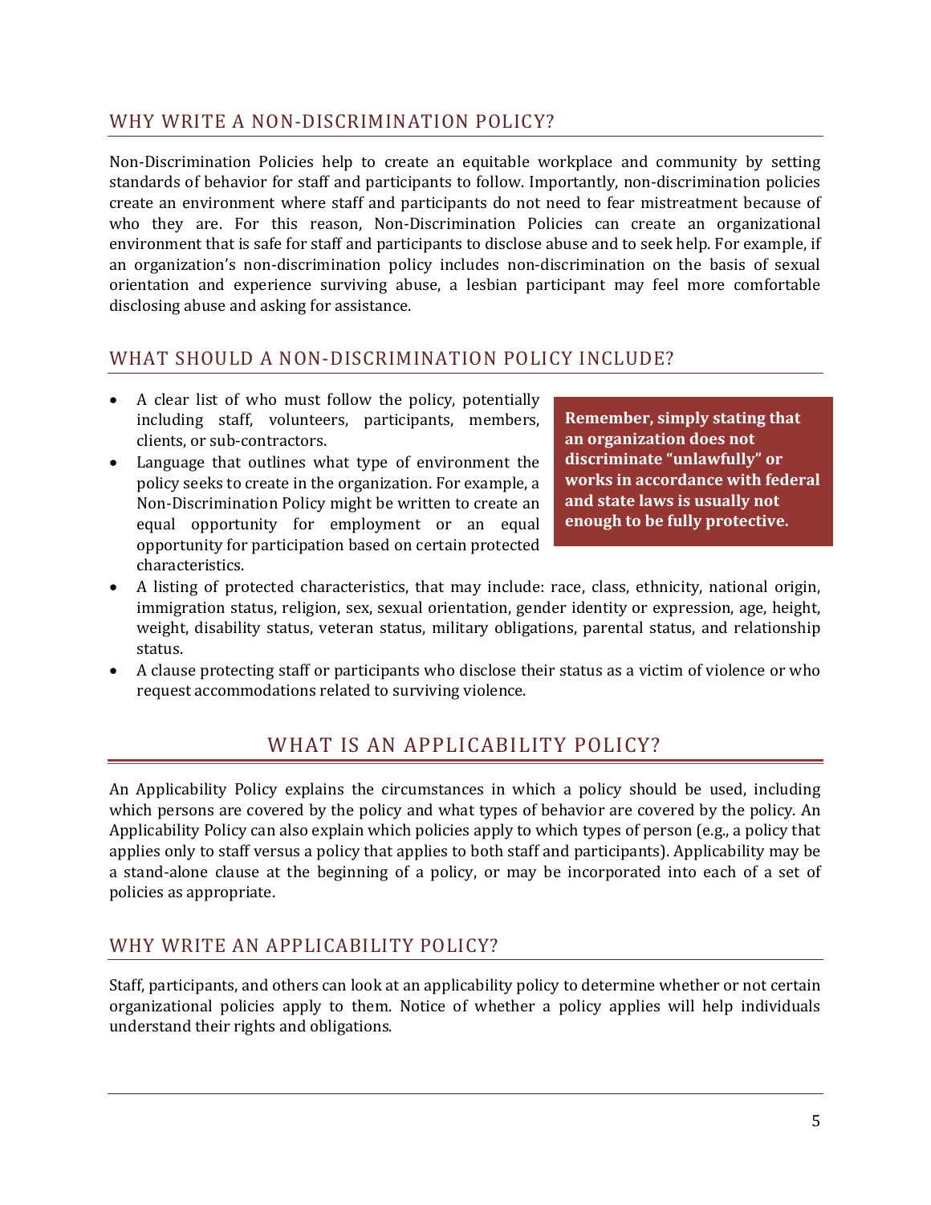## WHY WRITE A NON-DISCRIMINATION POLICY?

Non-Discrimination Policies help to create an equitable workplace and community by setting standards of behavior for staff and participants to follow. Importantly, non-discrimination policies create an environment where staff and participants do not need to fear mistreatment because of who they are. For this reason, Non-Discrimination Policies can create an organizational environment that is safe for staff and participants to disclose abuse and to seek help. For example, if an organization's non-discrimination policy includes non-discrimination on the basis of sexual orientation and experience surviving abuse, a lesbian participant may feel more comfortable disclosing abuse and asking for assistance.

## WHAT SHOULD A NON-DISCRIMINATION POLICY INCLUDE?

**Remember, simply stating that an organization does not discriminate "unlawfully" or works in accordance with federal and state laws is usually not enough to be fully protective.**

- A clear list of who must follow the policy, potentially including staff, volunteers, participants, members, clients, or sub-contractors.
- Language that outlines what type of environment the policy seeks to create in the organization. For example, a Non-Discrimination Policy might be written to create an equal opportunity for employment or an equal opportunity for participation based on certain protected characteristics.
- A listing of protected characteristics, that may include: race, class, ethnicity, national origin, immigration status, religion, sex, sexual orientation, gender identity or expression, age, height, weight, disability status, veteran status, military obligations, parental status, and relationship status.
- A clause protecting staff or participants who disclose their status as a victim of violence or who request accommodations related to surviving violence.

# WHAT IS AN APPLICABILITY POLICY?

An Applicability Policy explains the circumstances in which a policy should be used, including which persons are covered by the policy and what types of behavior are covered by the policy. An Applicability Policy can also explain which policies apply to which types of person (e.g., a policy that applies only to staff versus a policy that applies to both staff and participants). Applicability may be a stand-alone clause at the beginning of a policy, or may be incorporated into each of a set of policies as appropriate.

## WHY WRITE AN APPLICABILITY POLICY?

Staff, participants, and others can look at an applicability policy to determine whether or not certain organizational policies apply to them. Notice of whether a policy applies will help individuals understand their rights and obligations.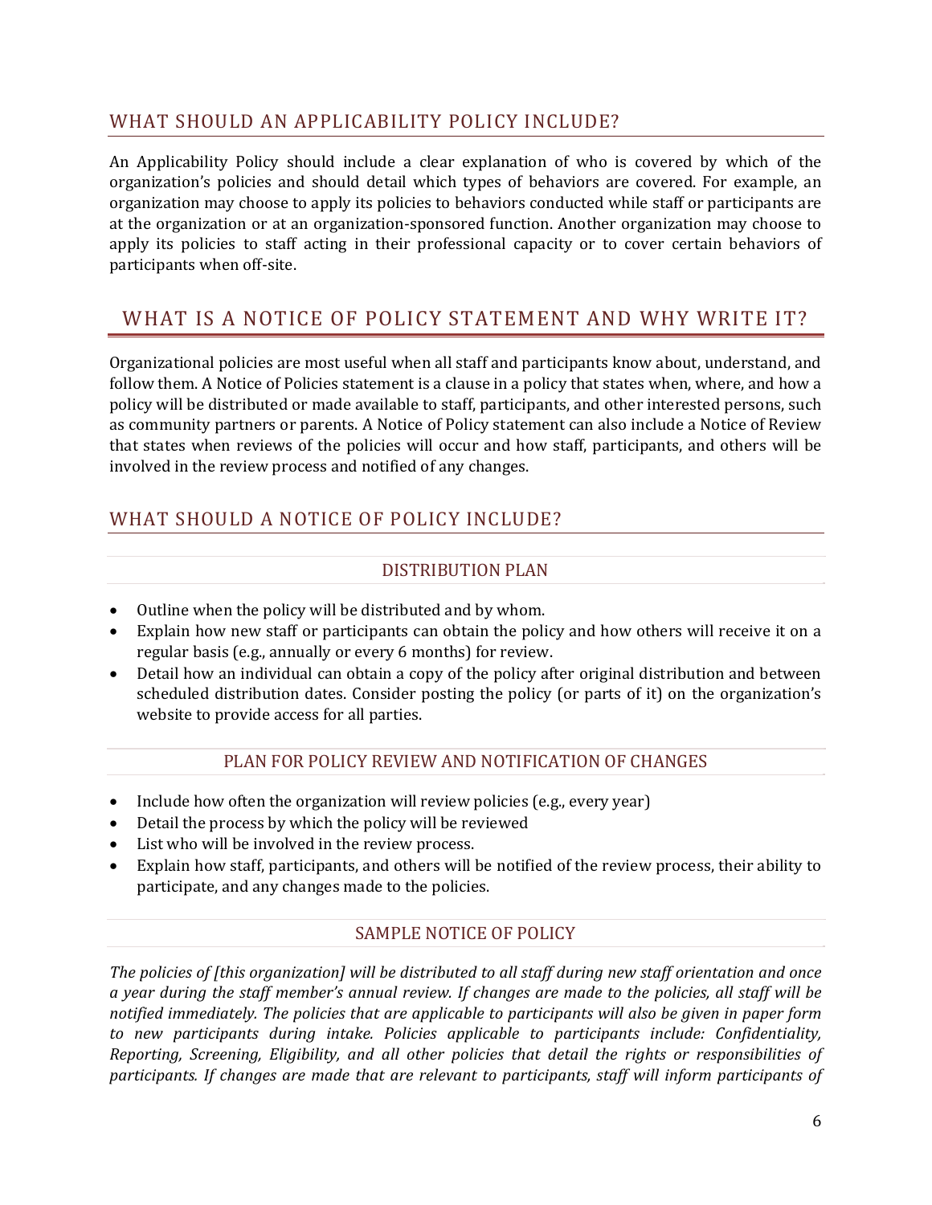## WHAT SHOULD AN APPLICABILITY POLICY INCLUDE?

An Applicability Policy should include a clear explanation of who is covered by which of the organization's policies and should detail which types of behaviors are covered. For example, an organization may choose to apply its policies to behaviors conducted while staff or participants are at the organization or at an organization-sponsored function. Another organization may choose to apply its policies to staff acting in their professional capacity or to cover certain behaviors of participants when off-site.

## WHAT IS A NOTICE OF POLICY STATEMENT AND WHY WRITE IT?

Organizational policies are most useful when all staff and participants know about, understand, and follow them. A Notice of Policies statement is a clause in a policy that states when, where, and how a policy will be distributed or made available to staff, participants, and other interested persons, such as community partners or parents. A Notice of Policy statement can also include a Notice of Review that states when reviews of the policies will occur and how staff, participants, and others will be involved in the review process and notified of any changes.

## WHAT SHOULD A NOTICE OF POLICY INCLUDE?

### DISTRIBUTION PLAN

- Outline when the policy will be distributed and by whom.
- Explain how new staff or participants can obtain the policy and how others will receive it on a regular basis (e.g., annually or every 6 months) for review.
- Detail how an individual can obtain a copy of the policy after original distribution and between scheduled distribution dates. Consider posting the policy (or parts of it) on the organization's website to provide access for all parties.

### PLAN FOR POLICY REVIEW AND NOTIFICATION OF CHANGES

- Include how often the organization will review policies (e.g., every year)
- Detail the process by which the policy will be reviewed
- List who will be involved in the review process.
- Explain how staff, participants, and others will be notified of the review process, their ability to participate, and any changes made to the policies.

### SAMPLE NOTICE OF POLICY

*The policies of [this organization] will be distributed to all staff during new staff orientation and once a year during the staff member's annual review. If changes are made to the policies, all staff will be notified immediately. The policies that are applicable to participants will also be given in paper form to new participants during intake. Policies applicable to participants include: Confidentiality, Reporting, Screening, Eligibility, and all other policies that detail the rights or responsibilities of participants. If changes are made that are relevant to participants, staff will inform participants of*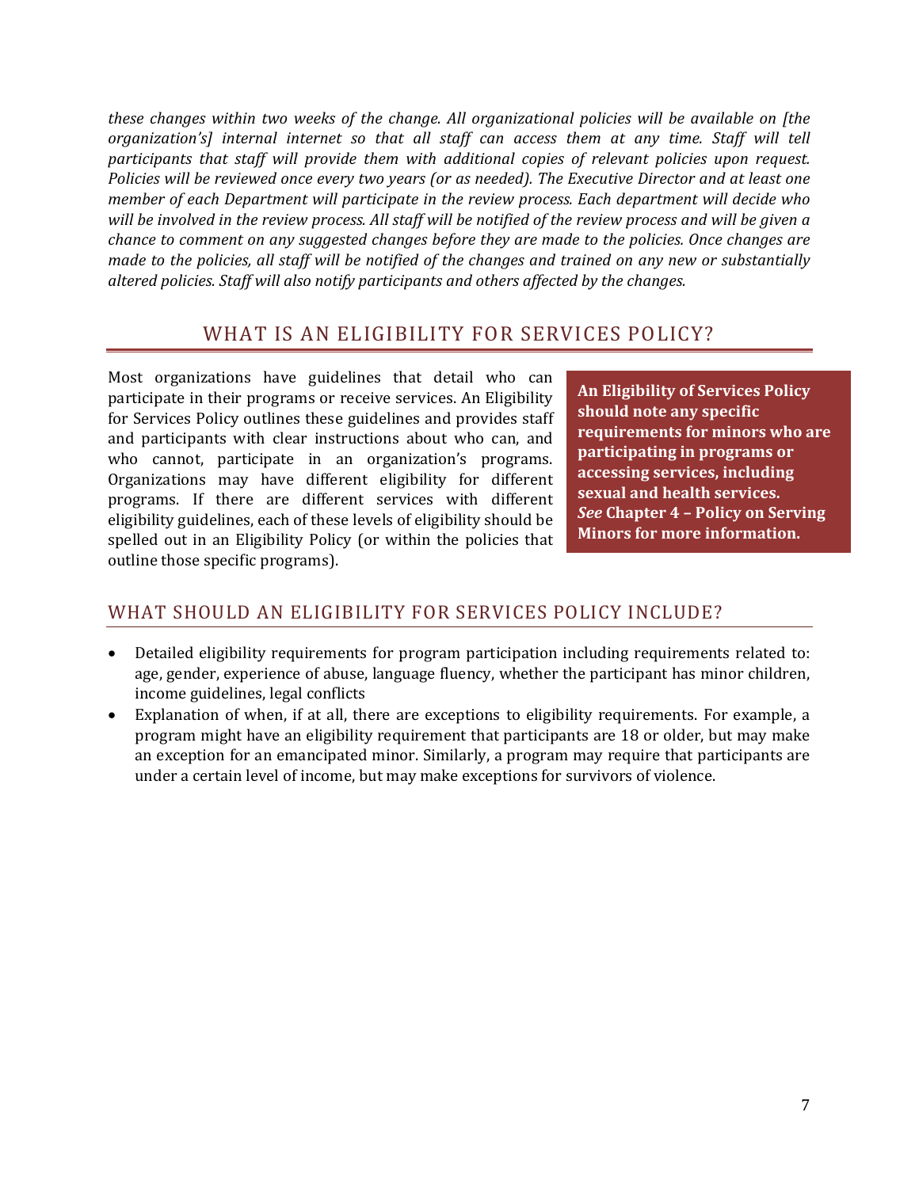*these changes within two weeks of the change. All organizational policies will be available on [the organization's] internal internet so that all staff can access them at any time. Staff will tell participants that staff will provide them with additional copies of relevant policies upon request. Policies will be reviewed once every two years (or as needed). The Executive Director and at least one member of each Department will participate in the review process. Each department will decide who will be involved in the review process. All staff will be notified of the review process and will be given a chance to comment on any suggested changes before they are made to the policies. Once changes are made to the policies, all staff will be notified of the changes and trained on any new or substantially altered policies. Staff will also notify participants and others affected by the changes.*

## WHAT IS AN ELIGIBILITY FOR SERVICES POLICY?

Most organizations have guidelines that detail who can participate in their programs or receive services. An Eligibility for Services Policy outlines these guidelines and provides staff and participants with clear instructions about who can, and who cannot, participate in an organization's programs. Organizations may have different eligibility for different programs. If there are different services with different eligibility guidelines, each of these levels of eligibility should be spelled out in an Eligibility Policy (or within the policies that outline those specific programs).

**An Eligibility of Services Policy should note any specific requirements for minors who are participating in programs or accessing services, including sexual and health services. *See* Chapter 4 – Policy on Serving Minors for more information.**

### WHAT SHOULD AN ELIGIBILITY FOR SERVICES POLICY INCLUDE?

- Detailed eligibility requirements for program participation including requirements related to: age, gender, experience of abuse, language fluency, whether the participant has minor children, income guidelines, legal conflicts
- Explanation of when, if at all, there are exceptions to eligibility requirements. For example, a program might have an eligibility requirement that participants are 18 or older, but may make an exception for an emancipated minor. Similarly, a program may require that participants are under a certain level of income, but may make exceptions for survivors of violence.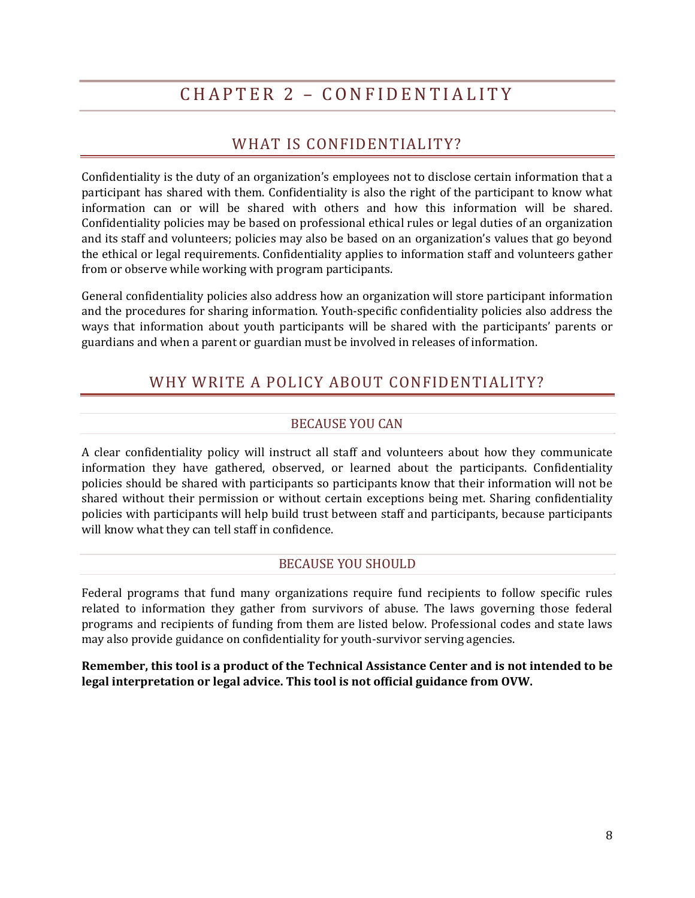# CHAPTER 2 – CONFIDENTIALITY

## WHAT IS CONFIDENTIALITY?

Confidentiality is the duty of an organization's employees not to disclose certain information that a participant has shared with them. Confidentiality is also the right of the participant to know what information can or will be shared with others and how this information will be shared. Confidentiality policies may be based on professional ethical rules or legal duties of an organization and its staff and volunteers; policies may also be based on an organization's values that go beyond the ethical or legal requirements. Confidentiality applies to information staff and volunteers gather from or observe while working with program participants.

General confidentiality policies also address how an organization will store participant information and the procedures for sharing information. Youth-specific confidentiality policies also address the ways that information about youth participants will be shared with the participants' parents or guardians and when a parent or guardian must be involved in releases of information.

## WHY WRITE A POLICY ABOUT CONFIDENTIALITY?

### BECAUSE YOU CAN

A clear confidentiality policy will instruct all staff and volunteers about how they communicate information they have gathered, observed, or learned about the participants. Confidentiality policies should be shared with participants so participants know that their information will not be shared without their permission or without certain exceptions being met. Sharing confidentiality policies with participants will help build trust between staff and participants, because participants will know what they can tell staff in confidence.

### BECAUSE YOU SHOULD

Federal programs that fund many organizations require fund recipients to follow specific rules related to information they gather from survivors of abuse. The laws governing those federal programs and recipients of funding from them are listed below. Professional codes and state laws may also provide guidance on confidentiality for youth-survivor serving agencies.

**Remember, this tool is a product of the Technical Assistance Center and is not intended to be legal interpretation or legal advice. This tool is not official guidance from OVW.**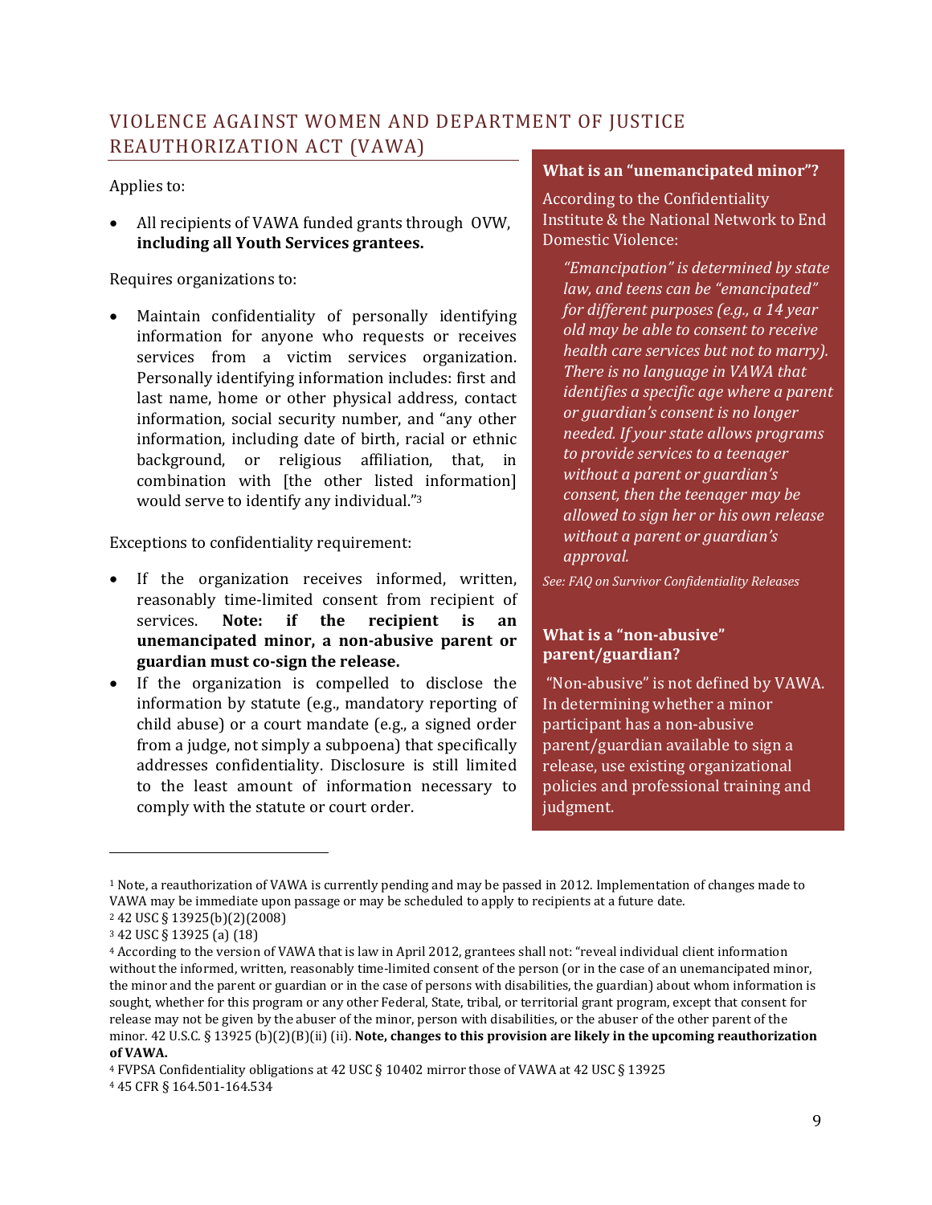## VIOLENCE AGAINST WOMEN AND DEPARTMENT OF JUSTICE REAUTHORIZATION ACT (VAWA)

Applies to:

- All recipients of VAWA funded grants through OVW, **including all Youth Services grantees.**

Requires organizations to:

- Maintain confidentiality of personally identifying information for anyone who requests or receives services from a victim services organization. Personally identifying information includes: first and last name, home or other physical address, contact information, social security number, and "any other information, including date of birth, racial or ethnic background, or religious affiliation, that, in combination with [the other listed information] would serve to identify any individual."[3]

Exceptions to confidentiality requirement:

- If the organization receives informed, written, reasonably time-limited consent from recipient of services. **Note: if the recipient is an unemancipated minor, a non-abusive parent or guardian must co-sign the release.**
- If the organization is compelled to disclose the information by statute (e.g., mandatory reporting of child abuse) or a court mandate (e.g., a signed order from a judge, not simply a subpoena) that specifically addresses confidentiality. Disclosure is still limited to the least amount of information necessary to comply with the statute or court order.

### What is an "unemancipated minor"?

According to the Confidentiality Institute & the National Network to End Domestic Violence:

> *"Emancipation" is determined by state law, and teens can be "emancipated" for different purposes (e.g., a 14 year old may be able to consent to receive health care services but not to marry). There is no language in VAWA that identifies a specific age where a parent or guardian's consent is no longer needed. If your state allows programs to provide services to a teenager without a parent or guardian's consent, then the teenager may be allowed to sign her or his own release without a parent or guardian's approval.*

*See: FAQ on Survivor Confidentiality Releases*

### What is a "non-abusive" parent/guardian?

"Non-abusive" is not defined by VAWA. In determining whether a minor participant has a non-abusive parent/guardian available to sign a release, use existing organizational policies and professional training and judgment.

---

[1] Note, a reauthorization of VAWA is currently pending and may be passed in 2012. Implementation of changes made to VAWA may be immediate upon passage or may be scheduled to apply to recipients at a future date.

[2] 42 USC § 13925(b)(2)(2008)

[3] 42 USC § 13925 (a) (18)

[4] According to the version of VAWA that is law in April 2012, grantees shall not: "reveal individual client information without the informed, written, reasonably time-limited consent of the person (or in the case of an unemancipated minor, the minor and the parent or guardian or in the case of persons with disabilities, the guardian) about whom information is sought, whether for this program or any other Federal, State, tribal, or territorial grant program, except that consent for release may not be given by the abuser of the minor, person with disabilities, or the abuser of the other parent of the minor. 42 U.S.C. § 13925 (b)(2)(B)(ii) (ii). **Note, changes to this provision are likely in the upcoming reauthorization of VAWA.**

[4] FVPSA Confidentiality obligations at 42 USC § 10402 mirror those of VAWA at 42 USC § 13925

[4] 45 CFR § 164.501-164.534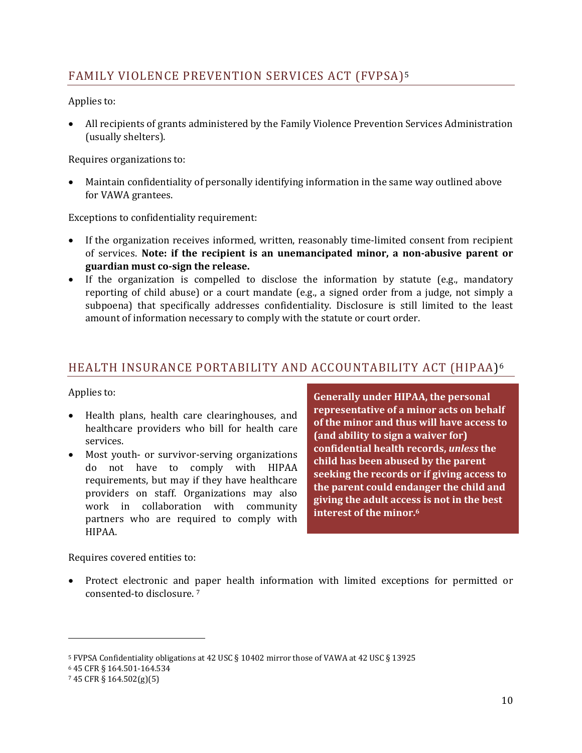## FAMILY VIOLENCE PREVENTION SERVICES ACT (FVPSA)[5]

Applies to:

- All recipients of grants administered by the Family Violence Prevention Services Administration (usually shelters).

Requires organizations to:

- Maintain confidentiality of personally identifying information in the same way outlined above for VAWA grantees.

Exceptions to confidentiality requirement:

- If the organization receives informed, written, reasonably time-limited consent from recipient of services. **Note: if the recipient is an unemancipated minor, a non-abusive parent or guardian must co-sign the release.**
- If the organization is compelled to disclose the information by statute (e.g., mandatory reporting of child abuse) or a court mandate (e.g., a signed order from a judge, not simply a subpoena) that specifically addresses confidentiality. Disclosure is still limited to the least amount of information necessary to comply with the statute or court order.

## HEALTH INSURANCE PORTABILITY AND ACCOUNTABILITY ACT (HIPAA)[6]

Applies to:

- Health plans, health care clearinghouses, and healthcare providers who bill for health care services.
- Most youth- or survivor-serving organizations do not have to comply with HIPAA requirements, but may if they have healthcare providers on staff. Organizations may also work in collaboration with community partners who are required to comply with HIPAA.

**Generally under HIPAA, the personal representative of a minor acts on behalf of the minor and thus will have access to (and ability to sign a waiver for) confidential health records, *unless* the child has been abused by the parent seeking the records or if giving access to the parent could endanger the child and giving the adult access is not in the best interest of the minor.[6]**

Requires covered entities to:

- Protect electronic and paper health information with limited exceptions for permitted or consented-to disclosure. [7]

---

[5] FVPSA Confidentiality obligations at 42 USC § 10402 mirror those of VAWA at 42 USC § 13925

[6] 45 CFR § 164.501-164.534

[7] 45 CFR § 164.502(g)(5)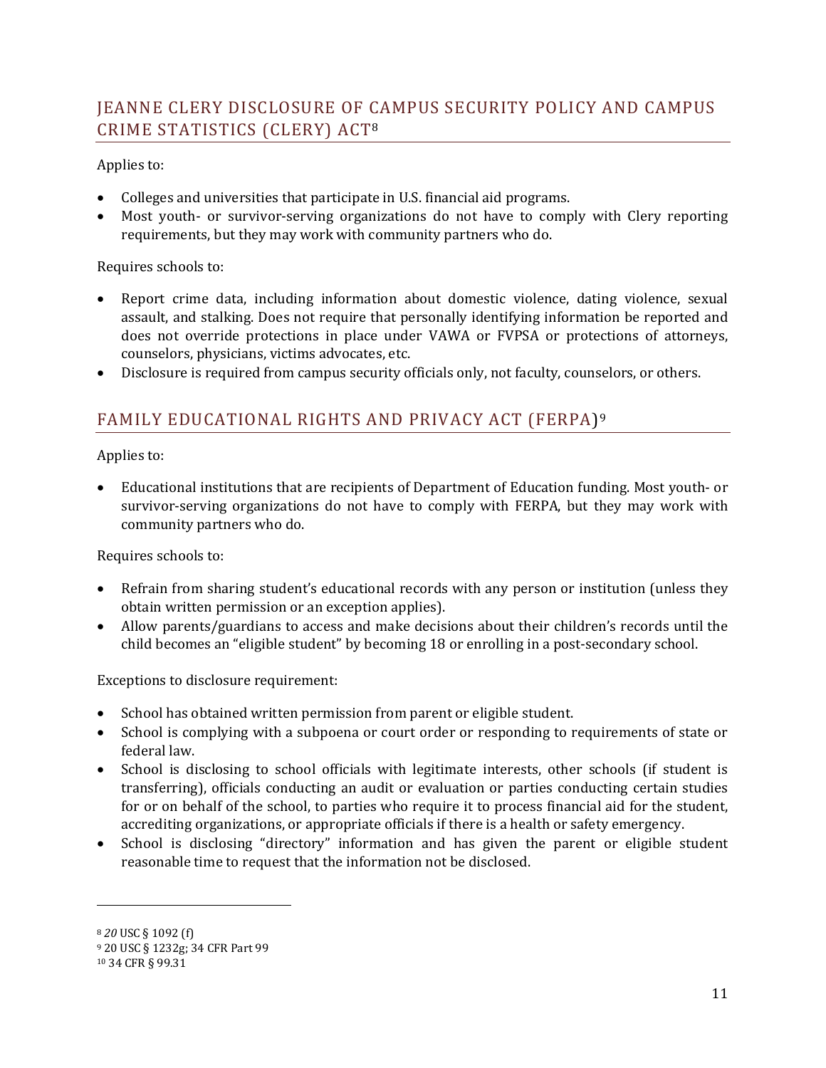## JEANNE CLERY DISCLOSURE OF CAMPUS SECURITY POLICY AND CAMPUS CRIME STATISTICS (CLERY) ACT[8]

Applies to:

- Colleges and universities that participate in U.S. financial aid programs.
- Most youth- or survivor-serving organizations do not have to comply with Clery reporting requirements, but they may work with community partners who do.

Requires schools to:

- Report crime data, including information about domestic violence, dating violence, sexual assault, and stalking. Does not require that personally identifying information be reported and does not override protections in place under VAWA or FVPSA or protections of attorneys, counselors, physicians, victims advocates, etc.
- Disclosure is required from campus security officials only, not faculty, counselors, or others.

## FAMILY EDUCATIONAL RIGHTS AND PRIVACY ACT (FERPA)[9]

Applies to:

- Educational institutions that are recipients of Department of Education funding. Most youth- or survivor-serving organizations do not have to comply with FERPA, but they may work with community partners who do.

Requires schools to:

- Refrain from sharing student's educational records with any person or institution (unless they obtain written permission or an exception applies).
- Allow parents/guardians to access and make decisions about their children's records until the child becomes an "eligible student" by becoming 18 or enrolling in a post-secondary school.

Exceptions to disclosure requirement:

- School has obtained written permission from parent or eligible student.
- School is complying with a subpoena or court order or responding to requirements of state or federal law.
- School is disclosing to school officials with legitimate interests, other schools (if student is transferring), officials conducting an audit or evaluation or parties conducting certain studies for or on behalf of the school, to parties who require it to process financial aid for the student, accrediting organizations, or appropriate officials if there is a health or safety emergency.
- School is disclosing "directory" information and has given the parent or eligible student reasonable time to request that the information not be disclosed.

---

[8] *20* USC § 1092 (f)

[9] 20 USC § 1232g; 34 CFR Part 99

[10] 34 CFR § 99.31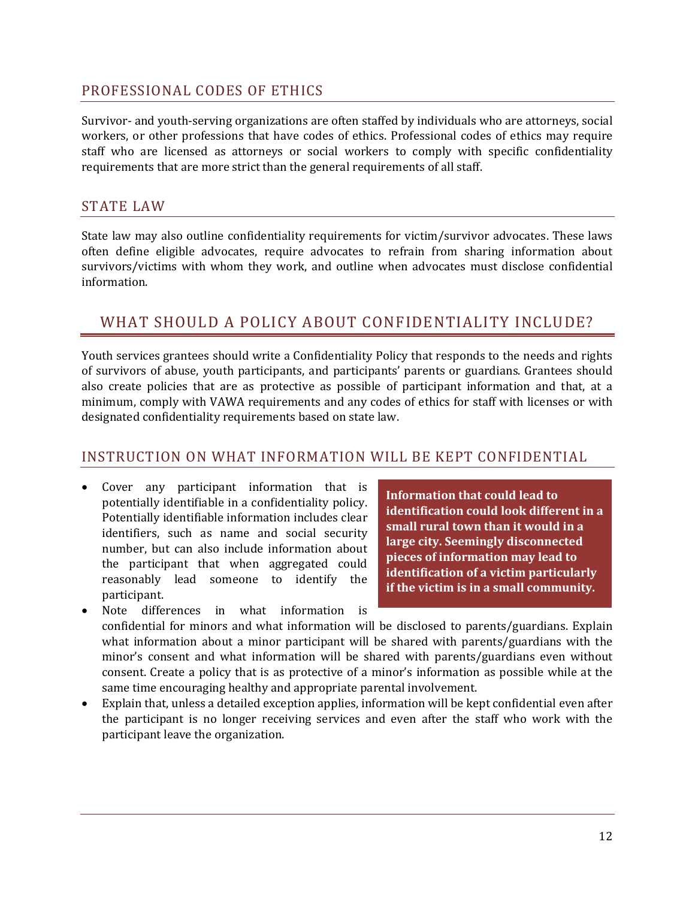### PROFESSIONAL CODES OF ETHICS

Survivor- and youth-serving organizations are often staffed by individuals who are attorneys, social workers, or other professions that have codes of ethics. Professional codes of ethics may require staff who are licensed as attorneys or social workers to comply with specific confidentiality requirements that are more strict than the general requirements of all staff.

### STATE LAW

State law may also outline confidentiality requirements for victim/survivor advocates. These laws often define eligible advocates, require advocates to refrain from sharing information about survivors/victims with whom they work, and outline when advocates must disclose confidential information.

## WHAT SHOULD A POLICY ABOUT CONFIDENTIALITY INCLUDE?

Youth services grantees should write a Confidentiality Policy that responds to the needs and rights of survivors of abuse, youth participants, and participants' parents or guardians. Grantees should also create policies that are as protective as possible of participant information and that, at a minimum, comply with VAWA requirements and any codes of ethics for staff with licenses or with designated confidentiality requirements based on state law.

### INSTRUCTION ON WHAT INFORMATION WILL BE KEPT CONFIDENTIAL

- Cover any participant information that is potentially identifiable in a confidentiality policy. Potentially identifiable information includes clear identifiers, such as name and social security number, but can also include information about the participant that when aggregated could reasonably lead someone to identify the participant.
- Note differences in what information is confidential for minors and what information will be disclosed to parents/guardians. Explain what information about a minor participant will be shared with parents/guardians with the minor's consent and what information will be shared with parents/guardians even without consent. Create a policy that is as protective of a minor's information as possible while at the same time encouraging healthy and appropriate parental involvement.
- Explain that, unless a detailed exception applies, information will be kept confidential even after the participant is no longer receiving services and even after the staff who work with the participant leave the organization.

**Information that could lead to identification could look different in a small rural town than it would in a large city. Seemingly disconnected pieces of information may lead to identification of a victim particularly if the victim is in a small community.**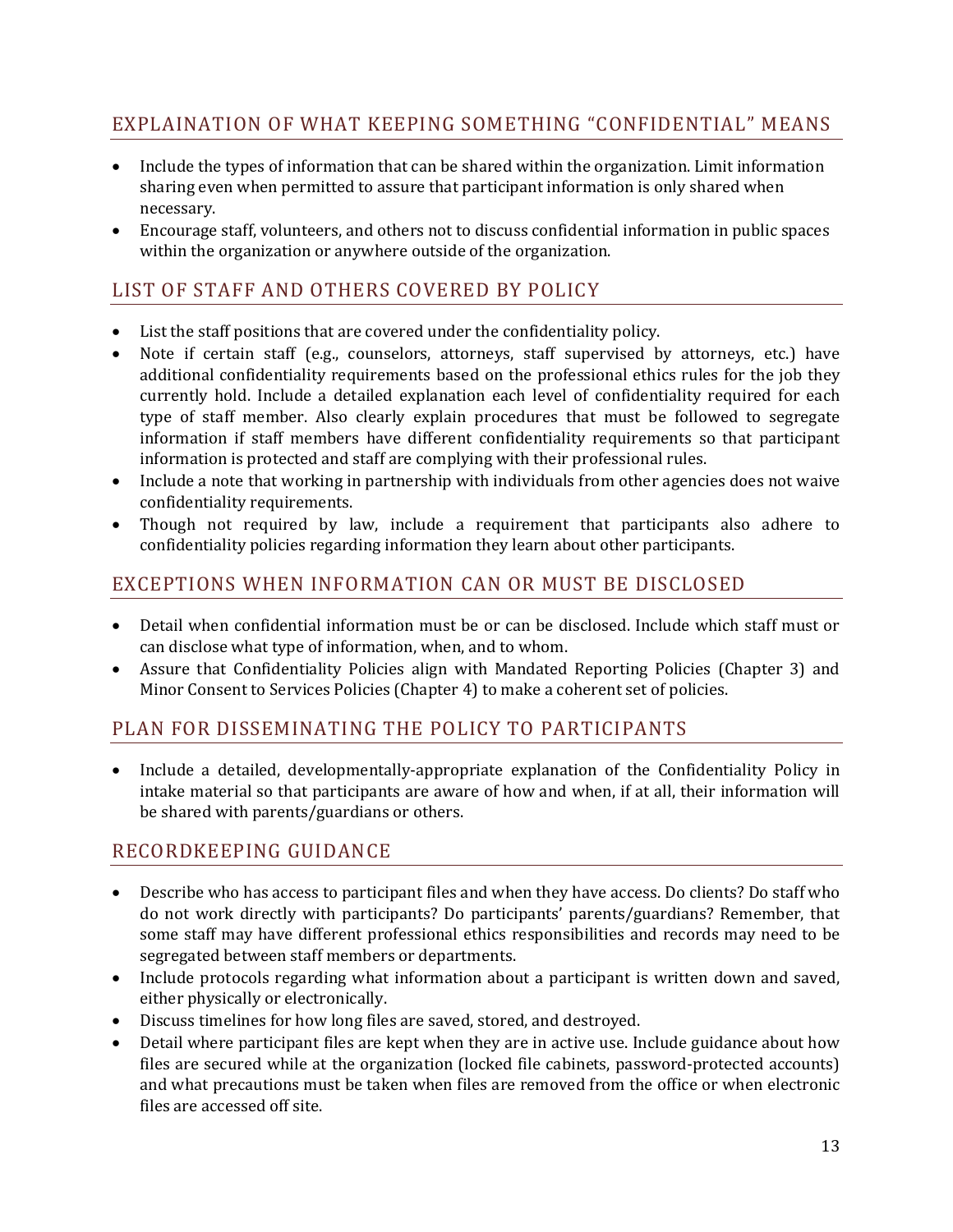## EXPLAINATION OF WHAT KEEPING SOMETHING "CONFIDENTIAL" MEANS

- Include the types of information that can be shared within the organization. Limit information sharing even when permitted to assure that participant information is only shared when necessary.
- Encourage staff, volunteers, and others not to discuss confidential information in public spaces within the organization or anywhere outside of the organization.

## LIST OF STAFF AND OTHERS COVERED BY POLICY

- List the staff positions that are covered under the confidentiality policy.
- Note if certain staff (e.g., counselors, attorneys, staff supervised by attorneys, etc.) have additional confidentiality requirements based on the professional ethics rules for the job they currently hold. Include a detailed explanation each level of confidentiality required for each type of staff member. Also clearly explain procedures that must be followed to segregate information if staff members have different confidentiality requirements so that participant information is protected and staff are complying with their professional rules.
- Include a note that working in partnership with individuals from other agencies does not waive confidentiality requirements.
- Though not required by law, include a requirement that participants also adhere to confidentiality policies regarding information they learn about other participants.

## EXCEPTIONS WHEN INFORMATION CAN OR MUST BE DISCLOSED

- Detail when confidential information must be or can be disclosed. Include which staff must or can disclose what type of information, when, and to whom.
- Assure that Confidentiality Policies align with Mandated Reporting Policies (Chapter 3) and Minor Consent to Services Policies (Chapter 4) to make a coherent set of policies.

## PLAN FOR DISSEMINATING THE POLICY TO PARTICIPANTS

- Include a detailed, developmentally-appropriate explanation of the Confidentiality Policy in intake material so that participants are aware of how and when, if at all, their information will be shared with parents/guardians or others.

## RECORDKEEPING GUIDANCE

- Describe who has access to participant files and when they have access. Do clients? Do staff who do not work directly with participants? Do participants' parents/guardians? Remember, that some staff may have different professional ethics responsibilities and records may need to be segregated between staff members or departments.
- Include protocols regarding what information about a participant is written down and saved, either physically or electronically.
- Discuss timelines for how long files are saved, stored, and destroyed.
- Detail where participant files are kept when they are in active use. Include guidance about how files are secured while at the organization (locked file cabinets, password-protected accounts) and what precautions must be taken when files are removed from the office or when electronic files are accessed off site.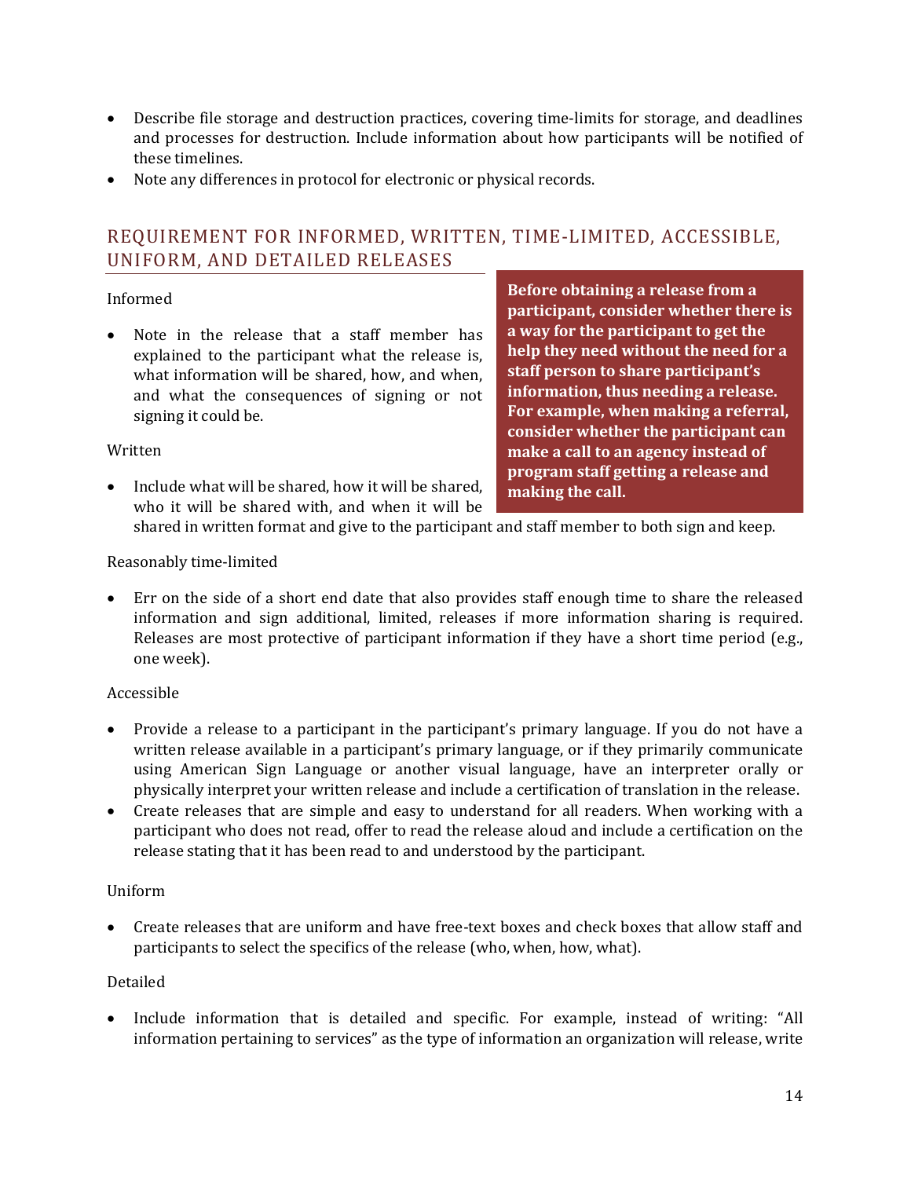- Describe file storage and destruction practices, covering time-limits for storage, and deadlines and processes for destruction. Include information about how participants will be notified of these timelines.
- Note any differences in protocol for electronic or physical records.

## REQUIREMENT FOR INFORMED, WRITTEN, TIME-LIMITED, ACCESSIBLE, UNIFORM, AND DETAILED RELEASES

**Before obtaining a release from a participant, consider whether there is a way for the participant to get the help they need without the need for a staff person to share participant's information, thus needing a release. For example, when making a referral, consider whether the participant can make a call to an agency instead of program staff getting a release and making the call.**

Informed

- Note in the release that a staff member has explained to the participant what the release is, what information will be shared, how, and when, and what the consequences of signing or not signing it could be.

Written

- Include what will be shared, how it will be shared, who it will be shared with, and when it will be shared in written format and give to the participant and staff member to both sign and keep.

Reasonably time-limited

- Err on the side of a short end date that also provides staff enough time to share the released information and sign additional, limited, releases if more information sharing is required. Releases are most protective of participant information if they have a short time period (e.g., one week).

Accessible

- Provide a release to a participant in the participant's primary language. If you do not have a written release available in a participant's primary language, or if they primarily communicate using American Sign Language or another visual language, have an interpreter orally or physically interpret your written release and include a certification of translation in the release.
- Create releases that are simple and easy to understand for all readers. When working with a participant who does not read, offer to read the release aloud and include a certification on the release stating that it has been read to and understood by the participant.

Uniform

- Create releases that are uniform and have free-text boxes and check boxes that allow staff and participants to select the specifics of the release (who, when, how, what).

Detailed

- Include information that is detailed and specific. For example, instead of writing: "All information pertaining to services" as the type of information an organization will release, write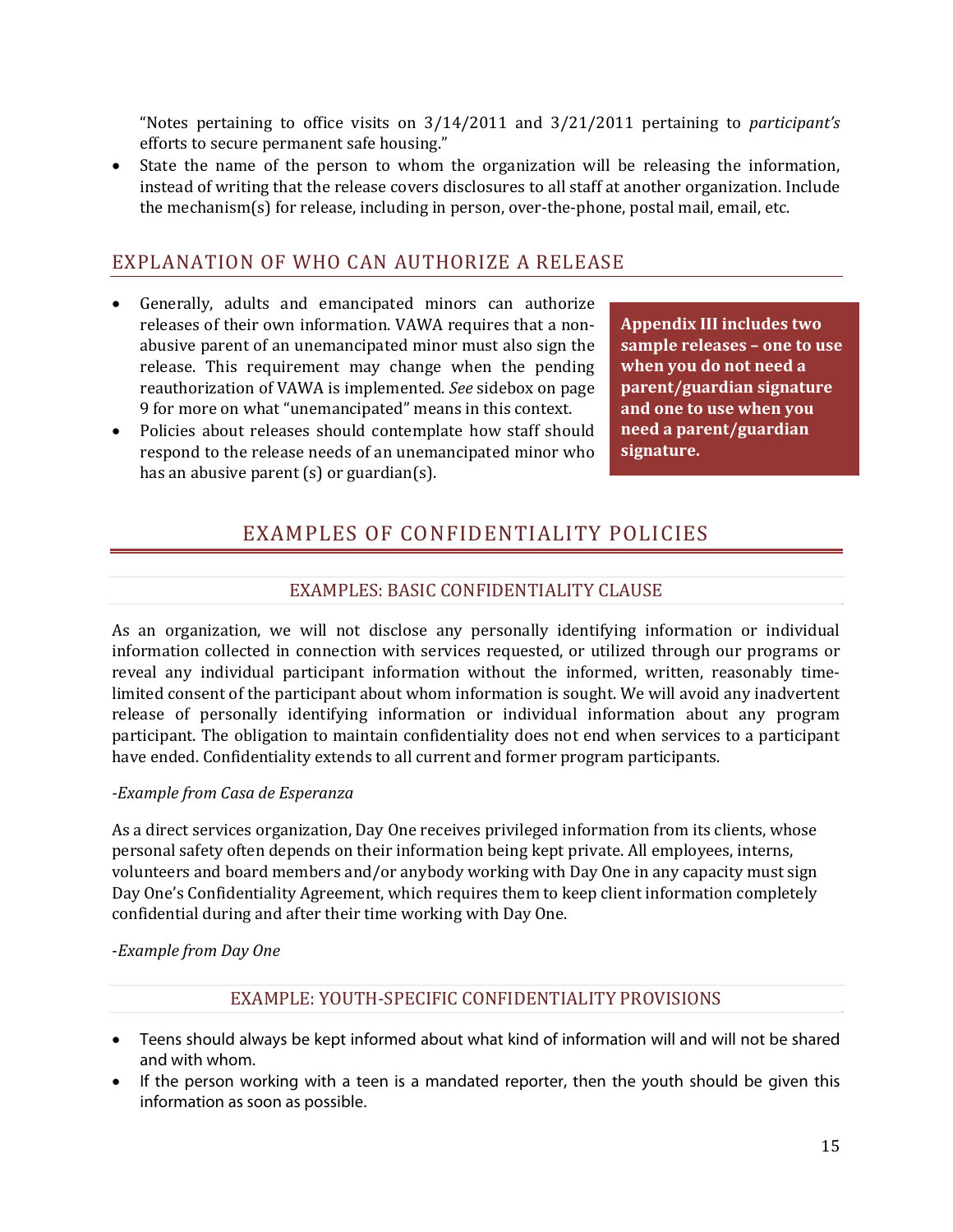"Notes pertaining to office visits on 3/14/2011 and 3/21/2011 pertaining to *participant's* efforts to secure permanent safe housing."

- State the name of the person to whom the organization will be releasing the information, instead of writing that the release covers disclosures to all staff at another organization. Include the mechanism(s) for release, including in person, over-the-phone, postal mail, email, etc.

## EXPLANATION OF WHO CAN AUTHORIZE A RELEASE

- Generally, adults and emancipated minors can authorize releases of their own information. VAWA requires that a non-abusive parent of an unemancipated minor must also sign the release. This requirement may change when the pending reauthorization of VAWA is implemented. *See* sidebox on page 9 for more on what "unemancipated" means in this context.
- Policies about releases should contemplate how staff should respond to the release needs of an unemancipated minor who has an abusive parent (s) or guardian(s).

**Appendix III includes two sample releases – one to use when you do not need a parent/guardian signature and one to use when you need a parent/guardian signature.**

# EXAMPLES OF CONFIDENTIALITY POLICIES

### EXAMPLES: BASIC CONFIDENTIALITY CLAUSE

As an organization, we will not disclose any personally identifying information or individual information collected in connection with services requested, or utilized through our programs or reveal any individual participant information without the informed, written, reasonably time-limited consent of the participant about whom information is sought. We will avoid any inadvertent release of personally identifying information or individual information about any program participant. The obligation to maintain confidentiality does not end when services to a participant have ended. Confidentiality extends to all current and former program participants.

*-Example from Casa de Esperanza*

As a direct services organization, Day One receives privileged information from its clients, whose personal safety often depends on their information being kept private. All employees, interns, volunteers and board members and/or anybody working with Day One in any capacity must sign Day One's Confidentiality Agreement, which requires them to keep client information completely confidential during and after their time working with Day One.

*-Example from Day One*

### EXAMPLE: YOUTH-SPECIFIC CONFIDENTIALITY PROVISIONS

- Teens should always be kept informed about what kind of information will and will not be shared and with whom.
- If the person working with a teen is a mandated reporter, then the youth should be given this information as soon as possible.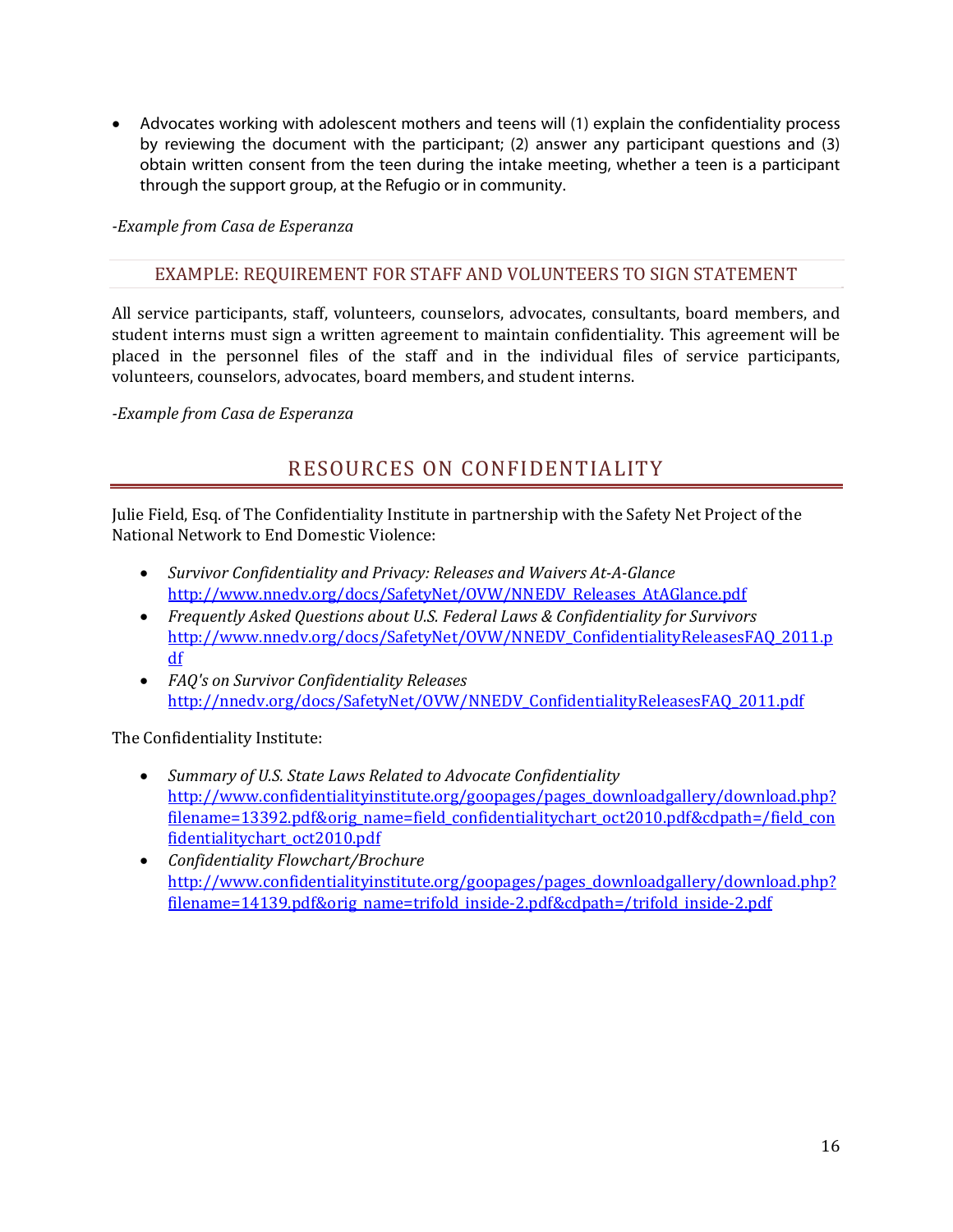- Advocates working with adolescent mothers and teens will (1) explain the confidentiality process by reviewing the document with the participant; (2) answer any participant questions and (3) obtain written consent from the teen during the intake meeting, whether a teen is a participant through the support group, at the Refugio or in community.

*-Example from Casa de Esperanza*

### EXAMPLE: REQUIREMENT FOR STAFF AND VOLUNTEERS TO SIGN STATEMENT

All service participants, staff, volunteers, counselors, advocates, consultants, board members, and student interns must sign a written agreement to maintain confidentiality. This agreement will be placed in the personnel files of the staff and in the individual files of service participants, volunteers, counselors, advocates, board members, and student interns.

*-Example from Casa de Esperanza*

## RESOURCES ON CONFIDENTIALITY

Julie Field, Esq. of The Confidentiality Institute in partnership with the Safety Net Project of the National Network to End Domestic Violence:

- *Survivor Confidentiality and Privacy: Releases and Waivers At-A-Glance*
  http://www.nnedv.org/docs/SafetyNet/OVW/NNEDV_Releases_AtAGlance.pdf
- *Frequently Asked Questions about U.S. Federal Laws & Confidentiality for Survivors*
  http://www.nnedv.org/docs/SafetyNet/OVW/NNEDV_ConfidentialityReleasesFAQ_2011.pdf
- *FAQ's on Survivor Confidentiality Releases*
  http://nnedv.org/docs/SafetyNet/OVW/NNEDV_ConfidentialityReleasesFAQ_2011.pdf

The Confidentiality Institute:

- *Summary of U.S. State Laws Related to Advocate Confidentiality*
  http://www.confidentialityinstitute.org/goopages/pages_downloadgallery/download.php?filename=13392.pdf&orig_name=field_confidentialitychart_oct2010.pdf&cdpath=/field_confidentialitychart_oct2010.pdf
- *Confidentiality Flowchart/Brochure*
  http://www.confidentialityinstitute.org/goopages/pages_downloadgallery/download.php?filename=14139.pdf&orig_name=trifold_inside-2.pdf&cdpath=/trifold_inside-2.pdf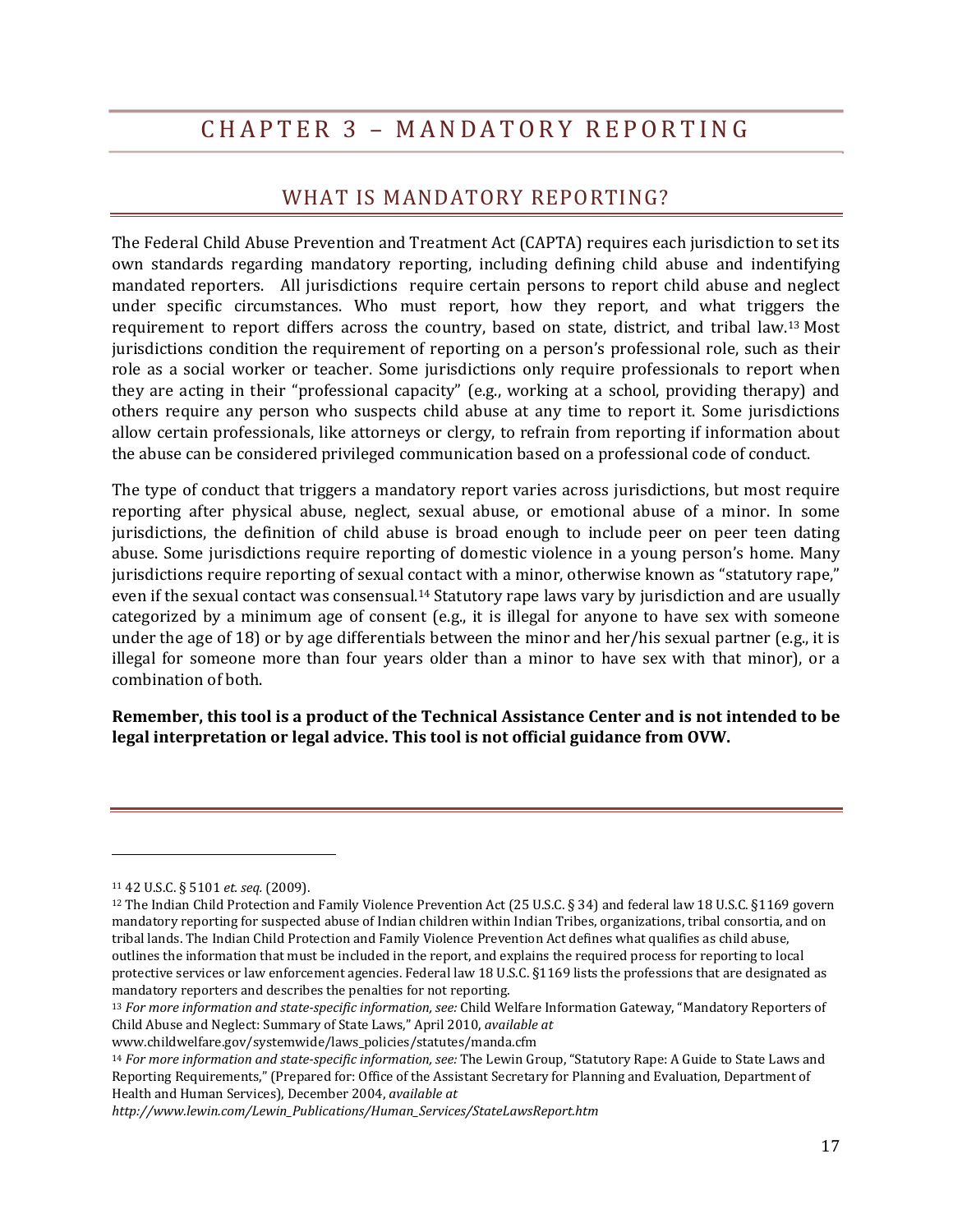# CHAPTER 3 – MANDATORY REPORTING

## WHAT IS MANDATORY REPORTING?

The Federal Child Abuse Prevention and Treatment Act (CAPTA) requires each jurisdiction to set its own standards regarding mandatory reporting, including defining child abuse and indentifying mandated reporters. All jurisdictions require certain persons to report child abuse and neglect under specific circumstances. Who must report, how they report, and what triggers the requirement to report differs across the country, based on state, district, and tribal law.[13] Most jurisdictions condition the requirement of reporting on a person's professional role, such as their role as a social worker or teacher. Some jurisdictions only require professionals to report when they are acting in their "professional capacity" (e.g., working at a school, providing therapy) and others require any person who suspects child abuse at any time to report it. Some jurisdictions allow certain professionals, like attorneys or clergy, to refrain from reporting if information about the abuse can be considered privileged communication based on a professional code of conduct.

The type of conduct that triggers a mandatory report varies across jurisdictions, but most require reporting after physical abuse, neglect, sexual abuse, or emotional abuse of a minor. In some jurisdictions, the definition of child abuse is broad enough to include peer on peer teen dating abuse. Some jurisdictions require reporting of domestic violence in a young person's home. Many jurisdictions require reporting of sexual contact with a minor, otherwise known as "statutory rape," even if the sexual contact was consensual.[14] Statutory rape laws vary by jurisdiction and are usually categorized by a minimum age of consent (e.g., it is illegal for anyone to have sex with someone under the age of 18) or by age differentials between the minor and her/his sexual partner (e.g., it is illegal for someone more than four years older than a minor to have sex with that minor), or a combination of both.

**Remember, this tool is a product of the Technical Assistance Center and is not intended to be legal interpretation or legal advice. This tool is not official guidance from OVW.**

---

[11] 42 U.S.C. § 5101 *et. seq.* (2009).

[12] The Indian Child Protection and Family Violence Prevention Act (25 U.S.C. § 34) and federal law 18 U.S.C. §1169 govern mandatory reporting for suspected abuse of Indian children within Indian Tribes, organizations, tribal consortia, and on tribal lands. The Indian Child Protection and Family Violence Prevention Act defines what qualifies as child abuse, outlines the information that must be included in the report, and explains the required process for reporting to local protective services or law enforcement agencies. Federal law 18 U.S.C. §1169 lists the professions that are designated as mandatory reporters and describes the penalties for not reporting.

[13] *For more information and state-specific information, see:* Child Welfare Information Gateway, "Mandatory Reporters of Child Abuse and Neglect: Summary of State Laws," April 2010, *available at* www.childwelfare.gov/systemwide/laws_policies/statutes/manda.cfm

[14] *For more information and state-specific information, see:* The Lewin Group, "Statutory Rape: A Guide to State Laws and Reporting Requirements," (Prepared for: Office of the Assistant Secretary for Planning and Evaluation, Department of Health and Human Services), December 2004, *available at http://www.lewin.com/Lewin_Publications/Human_Services/StateLawsReport.htm*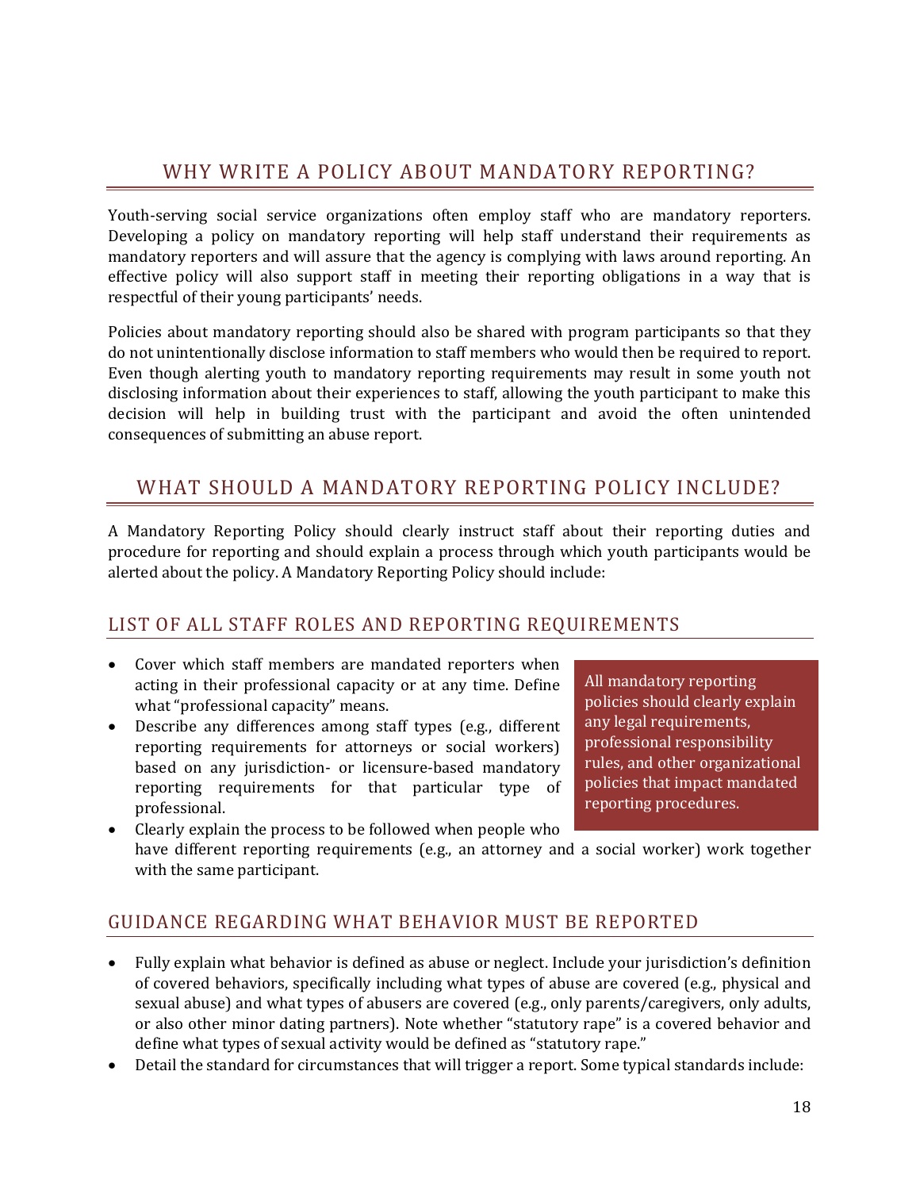## WHY WRITE A POLICY ABOUT MANDATORY REPORTING?

Youth-serving social service organizations often employ staff who are mandatory reporters. Developing a policy on mandatory reporting will help staff understand their requirements as mandatory reporters and will assure that the agency is complying with laws around reporting. An effective policy will also support staff in meeting their reporting obligations in a way that is respectful of their young participants' needs.

Policies about mandatory reporting should also be shared with program participants so that they do not unintentionally disclose information to staff members who would then be required to report. Even though alerting youth to mandatory reporting requirements may result in some youth not disclosing information about their experiences to staff, allowing the youth participant to make this decision will help in building trust with the participant and avoid the often unintended consequences of submitting an abuse report.

## WHAT SHOULD A MANDATORY REPORTING POLICY INCLUDE?

A Mandatory Reporting Policy should clearly instruct staff about their reporting duties and procedure for reporting and should explain a process through which youth participants would be alerted about the policy. A Mandatory Reporting Policy should include:

### LIST OF ALL STAFF ROLES AND REPORTING REQUIREMENTS

- Cover which staff members are mandated reporters when acting in their professional capacity or at any time. Define what "professional capacity" means.
- Describe any differences among staff types (e.g., different reporting requirements for attorneys or social workers) based on any jurisdiction- or licensure-based mandatory reporting requirements for that particular type of professional.
- Clearly explain the process to be followed when people who have different reporting requirements (e.g., an attorney and a social worker) work together with the same participant.

> All mandatory reporting policies should clearly explain any legal requirements, professional responsibility rules, and other organizational policies that impact mandated reporting procedures.

### GUIDANCE REGARDING WHAT BEHAVIOR MUST BE REPORTED

- Fully explain what behavior is defined as abuse or neglect. Include your jurisdiction's definition of covered behaviors, specifically including what types of abuse are covered (e.g., physical and sexual abuse) and what types of abusers are covered (e.g., only parents/caregivers, only adults, or also other minor dating partners). Note whether "statutory rape" is a covered behavior and define what types of sexual activity would be defined as "statutory rape."
- Detail the standard for circumstances that will trigger a report. Some typical standards include: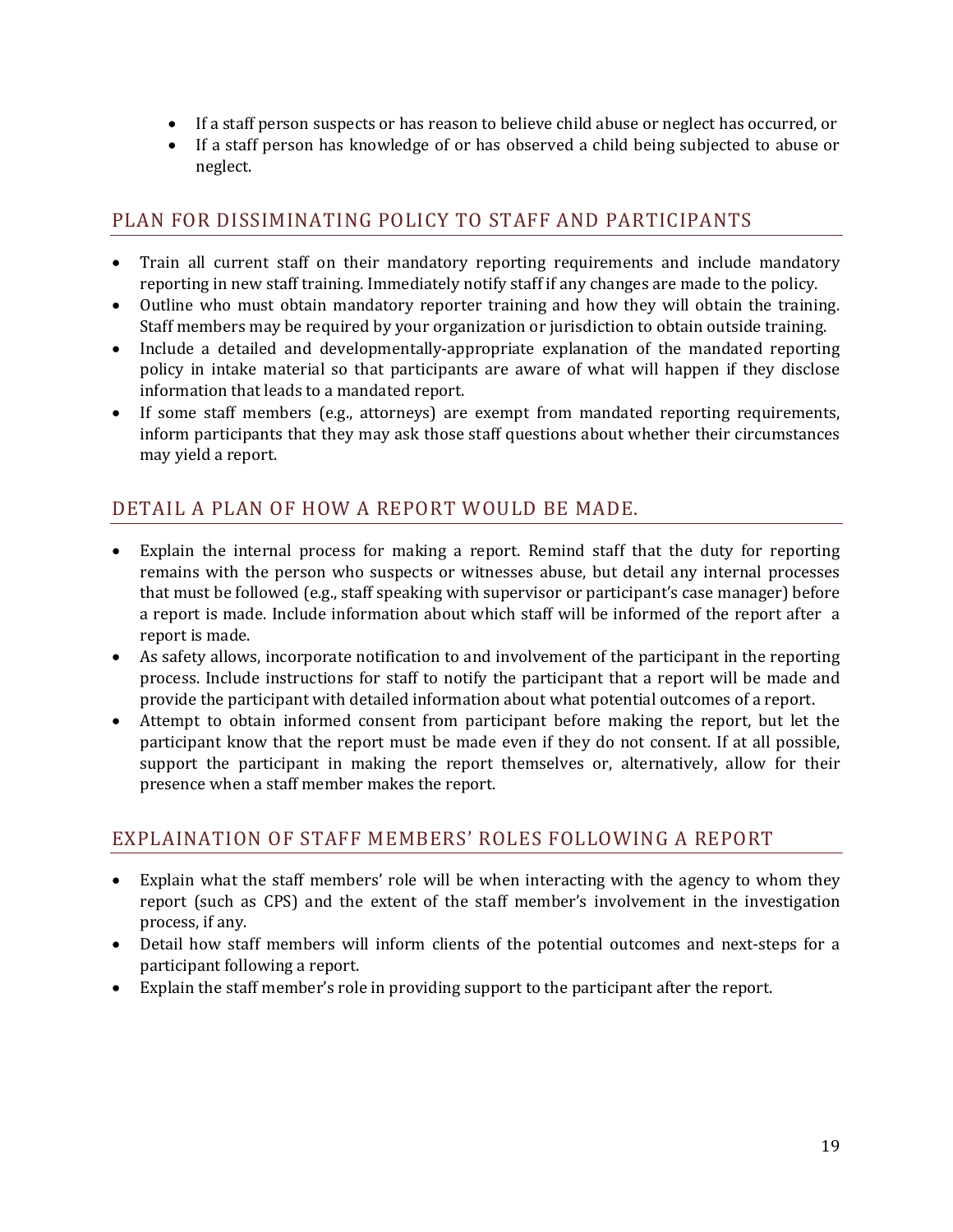- If a staff person suspects or has reason to believe child abuse or neglect has occurred, or
- If a staff person has knowledge of or has observed a child being subjected to abuse or neglect.

## PLAN FOR DISSIMINATING POLICY TO STAFF AND PARTICIPANTS

- Train all current staff on their mandatory reporting requirements and include mandatory reporting in new staff training. Immediately notify staff if any changes are made to the policy.
- Outline who must obtain mandatory reporter training and how they will obtain the training. Staff members may be required by your organization or jurisdiction to obtain outside training.
- Include a detailed and developmentally-appropriate explanation of the mandated reporting policy in intake material so that participants are aware of what will happen if they disclose information that leads to a mandated report.
- If some staff members (e.g., attorneys) are exempt from mandated reporting requirements, inform participants that they may ask those staff questions about whether their circumstances may yield a report.

## DETAIL A PLAN OF HOW A REPORT WOULD BE MADE.

- Explain the internal process for making a report. Remind staff that the duty for reporting remains with the person who suspects or witnesses abuse, but detail any internal processes that must be followed (e.g., staff speaking with supervisor or participant's case manager) before a report is made. Include information about which staff will be informed of the report after a report is made.
- As safety allows, incorporate notification to and involvement of the participant in the reporting process. Include instructions for staff to notify the participant that a report will be made and provide the participant with detailed information about what potential outcomes of a report.
- Attempt to obtain informed consent from participant before making the report, but let the participant know that the report must be made even if they do not consent. If at all possible, support the participant in making the report themselves or, alternatively, allow for their presence when a staff member makes the report.

## EXPLAINATION OF STAFF MEMBERS' ROLES FOLLOWING A REPORT

- Explain what the staff members' role will be when interacting with the agency to whom they report (such as CPS) and the extent of the staff member's involvement in the investigation process, if any.
- Detail how staff members will inform clients of the potential outcomes and next-steps for a participant following a report.
- Explain the staff member's role in providing support to the participant after the report.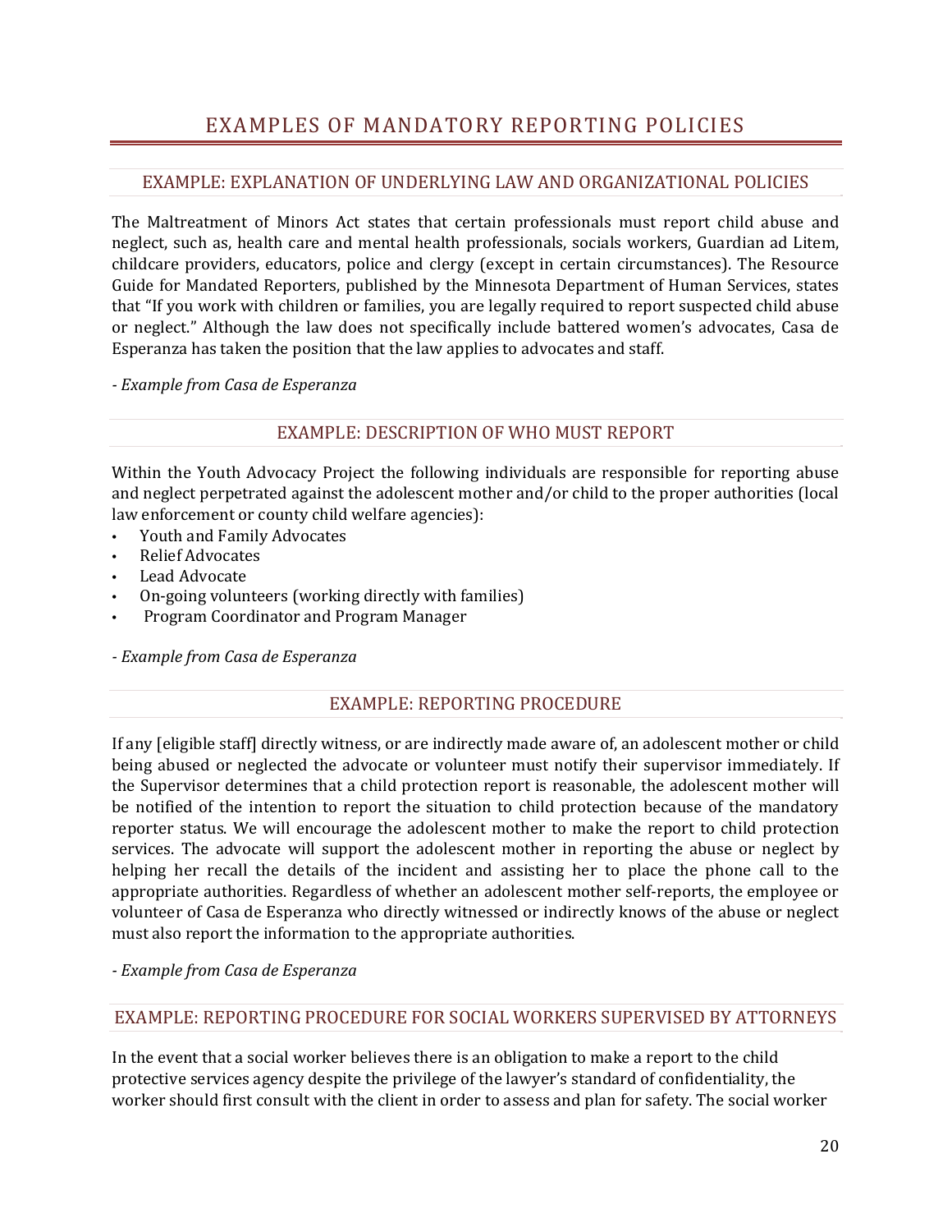# EXAMPLES OF MANDATORY REPORTING POLICIES

## EXAMPLE: EXPLANATION OF UNDERLYING LAW AND ORGANIZATIONAL POLICIES

The Maltreatment of Minors Act states that certain professionals must report child abuse and neglect, such as, health care and mental health professionals, socials workers, Guardian ad Litem, childcare providers, educators, police and clergy (except in certain circumstances). The Resource Guide for Mandated Reporters, published by the Minnesota Department of Human Services, states that "If you work with children or families, you are legally required to report suspected child abuse or neglect." Although the law does not specifically include battered women's advocates, Casa de Esperanza has taken the position that the law applies to advocates and staff.

*- Example from Casa de Esperanza*

## EXAMPLE: DESCRIPTION OF WHO MUST REPORT

Within the Youth Advocacy Project the following individuals are responsible for reporting abuse and neglect perpetrated against the adolescent mother and/or child to the proper authorities (local law enforcement or county child welfare agencies):

- Youth and Family Advocates
- Relief Advocates
- Lead Advocate
- On-going volunteers (working directly with families)
- Program Coordinator and Program Manager

*- Example from Casa de Esperanza*

## EXAMPLE: REPORTING PROCEDURE

If any [eligible staff] directly witness, or are indirectly made aware of, an adolescent mother or child being abused or neglected the advocate or volunteer must notify their supervisor immediately. If the Supervisor determines that a child protection report is reasonable, the adolescent mother will be notified of the intention to report the situation to child protection because of the mandatory reporter status. We will encourage the adolescent mother to make the report to child protection services. The advocate will support the adolescent mother in reporting the abuse or neglect by helping her recall the details of the incident and assisting her to place the phone call to the appropriate authorities. Regardless of whether an adolescent mother self-reports, the employee or volunteer of Casa de Esperanza who directly witnessed or indirectly knows of the abuse or neglect must also report the information to the appropriate authorities.

*- Example from Casa de Esperanza*

## EXAMPLE: REPORTING PROCEDURE FOR SOCIAL WORKERS SUPERVISED BY ATTORNEYS

In the event that a social worker believes there is an obligation to make a report to the child protective services agency despite the privilege of the lawyer's standard of confidentiality, the worker should first consult with the client in order to assess and plan for safety. The social worker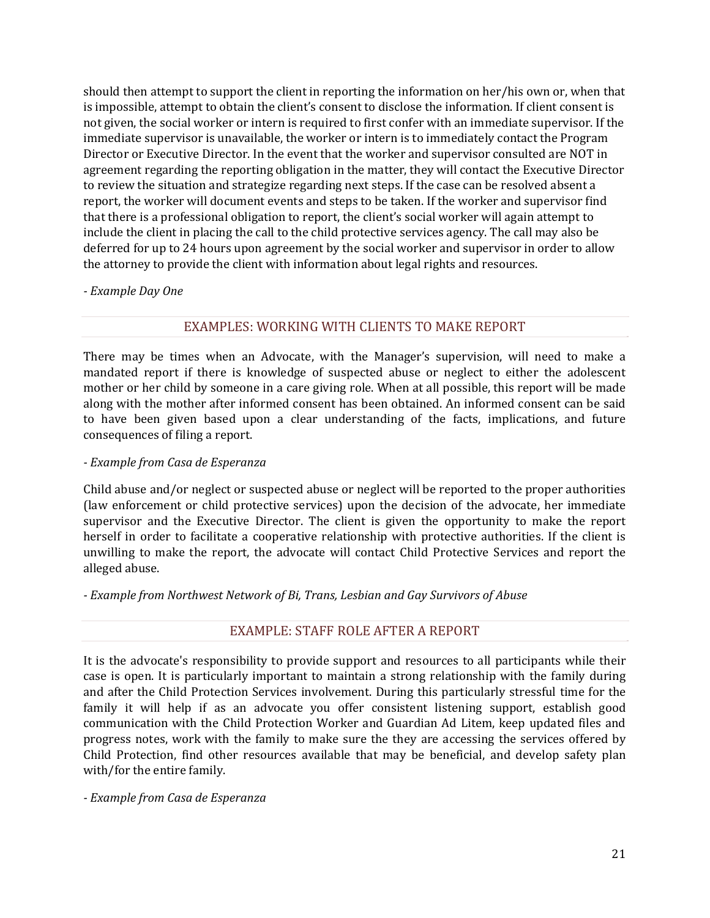should then attempt to support the client in reporting the information on her/his own or, when that is impossible, attempt to obtain the client's consent to disclose the information. If client consent is not given, the social worker or intern is required to first confer with an immediate supervisor. If the immediate supervisor is unavailable, the worker or intern is to immediately contact the Program Director or Executive Director. In the event that the worker and supervisor consulted are NOT in agreement regarding the reporting obligation in the matter, they will contact the Executive Director to review the situation and strategize regarding next steps. If the case can be resolved absent a report, the worker will document events and steps to be taken. If the worker and supervisor find that there is a professional obligation to report, the client's social worker will again attempt to include the client in placing the call to the child protective services agency. The call may also be deferred for up to 24 hours upon agreement by the social worker and supervisor in order to allow the attorney to provide the client with information about legal rights and resources.

*- Example Day One*

## EXAMPLES: WORKING WITH CLIENTS TO MAKE REPORT

There may be times when an Advocate, with the Manager's supervision, will need to make a mandated report if there is knowledge of suspected abuse or neglect to either the adolescent mother or her child by someone in a care giving role. When at all possible, this report will be made along with the mother after informed consent has been obtained. An informed consent can be said to have been given based upon a clear understanding of the facts, implications, and future consequences of filing a report.

*- Example from Casa de Esperanza*

Child abuse and/or neglect or suspected abuse or neglect will be reported to the proper authorities (law enforcement or child protective services) upon the decision of the advocate, her immediate supervisor and the Executive Director. The client is given the opportunity to make the report herself in order to facilitate a cooperative relationship with protective authorities. If the client is unwilling to make the report, the advocate will contact Child Protective Services and report the alleged abuse.

*- Example from Northwest Network of Bi, Trans, Lesbian and Gay Survivors of Abuse*

## EXAMPLE: STAFF ROLE AFTER A REPORT

It is the advocate's responsibility to provide support and resources to all participants while their case is open. It is particularly important to maintain a strong relationship with the family during and after the Child Protection Services involvement. During this particularly stressful time for the family it will help if as an advocate you offer consistent listening support, establish good communication with the Child Protection Worker and Guardian Ad Litem, keep updated files and progress notes, work with the family to make sure the they are accessing the services offered by Child Protection, find other resources available that may be beneficial, and develop safety plan with/for the entire family.

*- Example from Casa de Esperanza*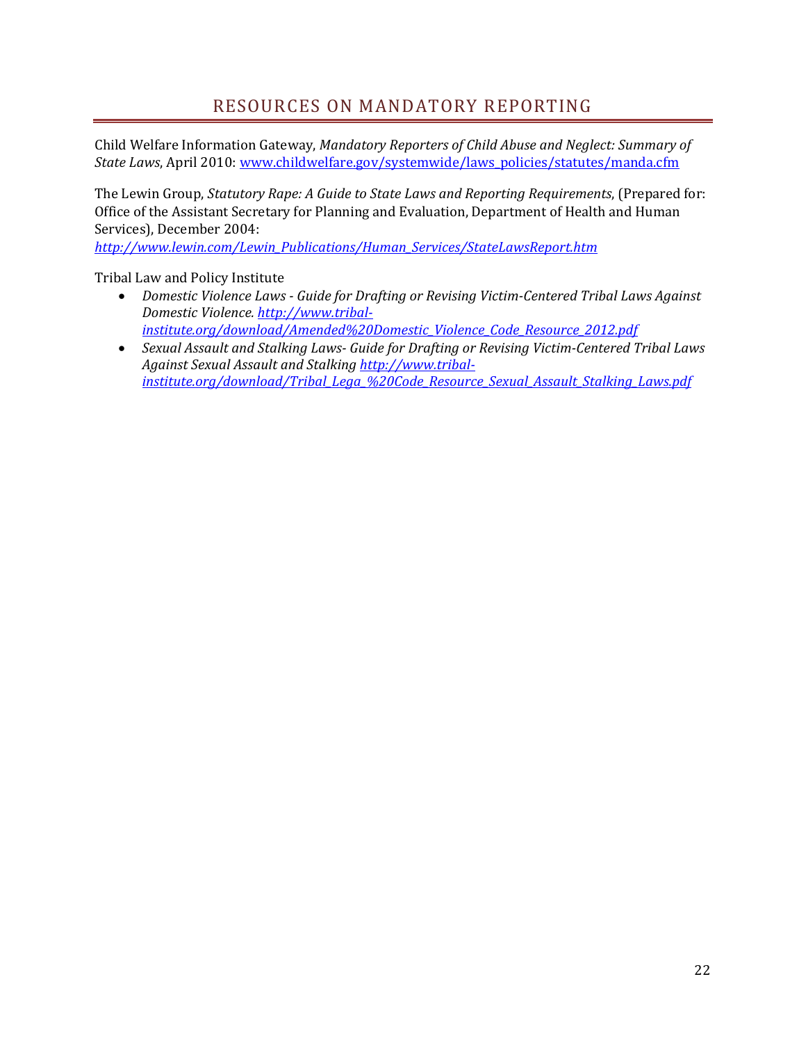## RESOURCES ON MANDATORY REPORTING

Child Welfare Information Gateway, *Mandatory Reporters of Child Abuse and Neglect: Summary of State Laws*, April 2010: www.childwelfare.gov/systemwide/laws_policies/statutes/manda.cfm

The Lewin Group, *Statutory Rape: A Guide to State Laws and Reporting Requirements*, (Prepared for: Office of the Assistant Secretary for Planning and Evaluation, Department of Health and Human Services), December 2004: *http://www.lewin.com/Lewin_Publications/Human_Services/StateLawsReport.htm*

Tribal Law and Policy Institute

- *Domestic Violence Laws - Guide for Drafting or Revising Victim-Centered Tribal Laws Against Domestic Violence. http://www.tribal-institute.org/download/Amended%20Domestic_Violence_Code_Resource_2012.pdf*
- *Sexual Assault and Stalking Laws- Guide for Drafting or Revising Victim-Centered Tribal Laws Against Sexual Assault and Stalking http://www.tribal-institute.org/download/Tribal_Lega_%20Code_Resource_Sexual_Assault_Stalking_Laws.pdf*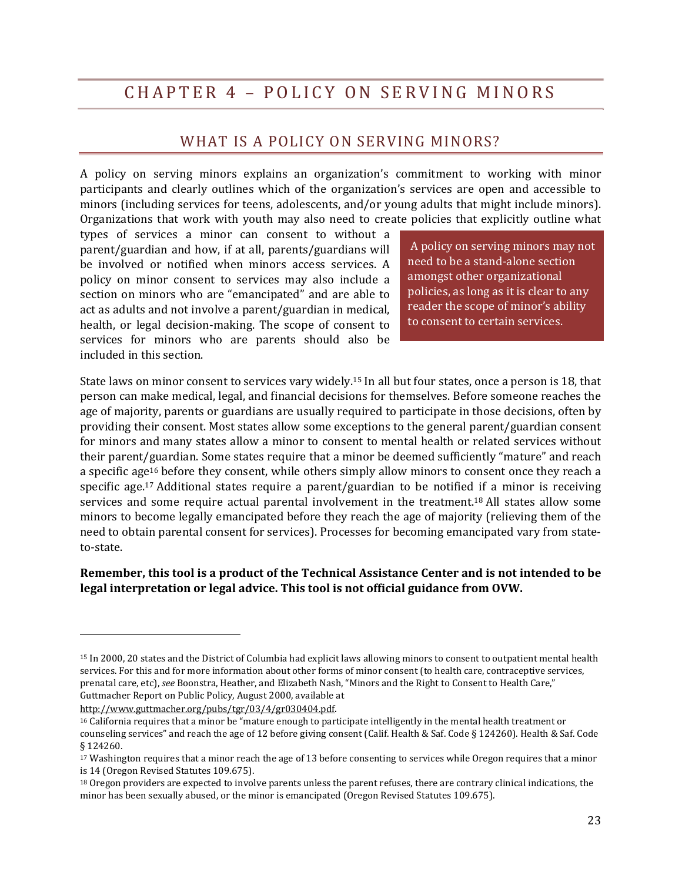# CHAPTER 4 – POLICY ON SERVING MINORS

## WHAT IS A POLICY ON SERVING MINORS?

A policy on serving minors explains an organization's commitment to working with minor participants and clearly outlines which of the organization's services are open and accessible to minors (including services for teens, adolescents, and/or young adults that might include minors). Organizations that work with youth may also need to create policies that explicitly outline what types of services a minor can consent to without a parent/guardian and how, if at all, parents/guardians will be involved or notified when minors access services. A policy on minor consent to services may also include a section on minors who are "emancipated" and are able to act as adults and not involve a parent/guardian in medical, health, or legal decision-making. The scope of consent to services for minors who are parents should also be included in this section.

> A policy on serving minors may not need to be a stand-alone section amongst other organizational policies, as long as it is clear to any reader the scope of minor's ability to consent to certain services.

State laws on minor consent to services vary widely.[15] In all but four states, once a person is 18, that person can make medical, legal, and financial decisions for themselves. Before someone reaches the age of majority, parents or guardians are usually required to participate in those decisions, often by providing their consent. Most states allow some exceptions to the general parent/guardian consent for minors and many states allow a minor to consent to mental health or related services without their parent/guardian. Some states require that a minor be deemed sufficiently "mature" and reach a specific age[16] before they consent, while others simply allow minors to consent once they reach a specific age.[17] Additional states require a parent/guardian to be notified if a minor is receiving services and some require actual parental involvement in the treatment.[18] All states allow some minors to become legally emancipated before they reach the age of majority (relieving them of the need to obtain parental consent for services). Processes for becoming emancipated vary from state-to-state.

**Remember, this tool is a product of the Technical Assistance Center and is not intended to be legal interpretation or legal advice. This tool is not official guidance from OVW.**

---

[15] In 2000, 20 states and the District of Columbia had explicit laws allowing minors to consent to outpatient mental health services. For this and for more information about other forms of minor consent (to health care, contraceptive services, prenatal care, etc), *see* Boonstra, Heather, and Elizabeth Nash, "Minors and the Right to Consent to Health Care," Guttmacher Report on Public Policy, August 2000, available at http://www.guttmacher.org/pubs/tgr/03/4/gr030404.pdf.

[16] California requires that a minor be "mature enough to participate intelligently in the mental health treatment or counseling services" and reach the age of 12 before giving consent (Calif. Health & Saf. Code § 124260). Health & Saf. Code § 124260.

[17] Washington requires that a minor reach the age of 13 before consenting to services while Oregon requires that a minor is 14 (Oregon Revised Statutes 109.675).

[18] Oregon providers are expected to involve parents unless the parent refuses, there are contrary clinical indications, the minor has been sexually abused, or the minor is emancipated (Oregon Revised Statutes 109.675).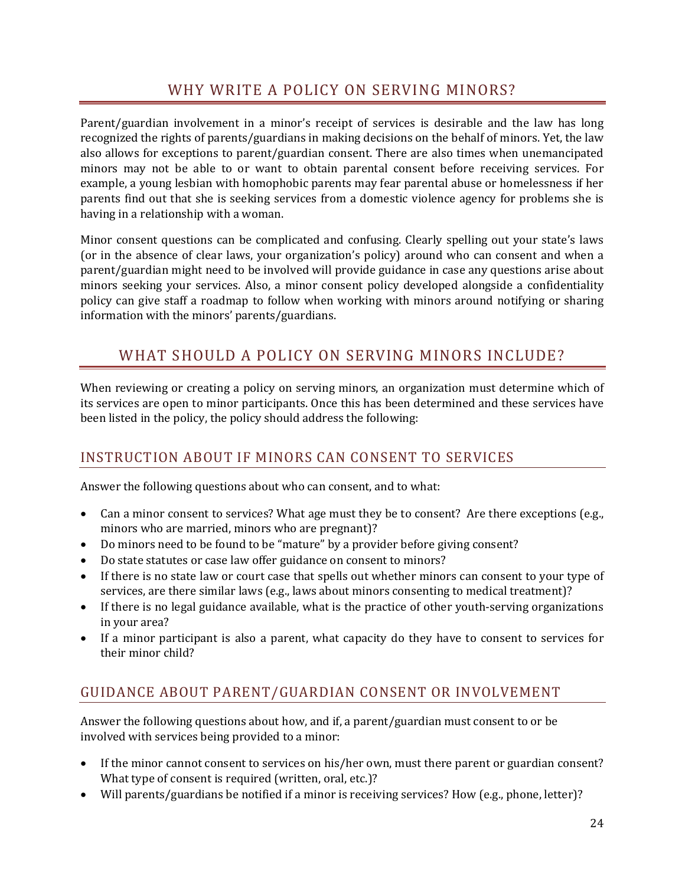## WHY WRITE A POLICY ON SERVING MINORS?

Parent/guardian involvement in a minor's receipt of services is desirable and the law has long recognized the rights of parents/guardians in making decisions on the behalf of minors. Yet, the law also allows for exceptions to parent/guardian consent. There are also times when unemancipated minors may not be able to or want to obtain parental consent before receiving services. For example, a young lesbian with homophobic parents may fear parental abuse or homelessness if her parents find out that she is seeking services from a domestic violence agency for problems she is having in a relationship with a woman.

Minor consent questions can be complicated and confusing. Clearly spelling out your state's laws (or in the absence of clear laws, your organization's policy) around who can consent and when a parent/guardian might need to be involved will provide guidance in case any questions arise about minors seeking your services. Also, a minor consent policy developed alongside a confidentiality policy can give staff a roadmap to follow when working with minors around notifying or sharing information with the minors' parents/guardians.

## WHAT SHOULD A POLICY ON SERVING MINORS INCLUDE?

When reviewing or creating a policy on serving minors, an organization must determine which of its services are open to minor participants. Once this has been determined and these services have been listed in the policy, the policy should address the following:

### INSTRUCTION ABOUT IF MINORS CAN CONSENT TO SERVICES

Answer the following questions about who can consent, and to what:

- Can a minor consent to services? What age must they be to consent? Are there exceptions (e.g., minors who are married, minors who are pregnant)?
- Do minors need to be found to be "mature" by a provider before giving consent?
- Do state statutes or case law offer guidance on consent to minors?
- If there is no state law or court case that spells out whether minors can consent to your type of services, are there similar laws (e.g., laws about minors consenting to medical treatment)?
- If there is no legal guidance available, what is the practice of other youth-serving organizations in your area?
- If a minor participant is also a parent, what capacity do they have to consent to services for their minor child?

### GUIDANCE ABOUT PARENT/GUARDIAN CONSENT OR INVOLVEMENT

Answer the following questions about how, and if, a parent/guardian must consent to or be involved with services being provided to a minor:

- If the minor cannot consent to services on his/her own, must there parent or guardian consent? What type of consent is required (written, oral, etc.)?
- Will parents/guardians be notified if a minor is receiving services? How (e.g., phone, letter)?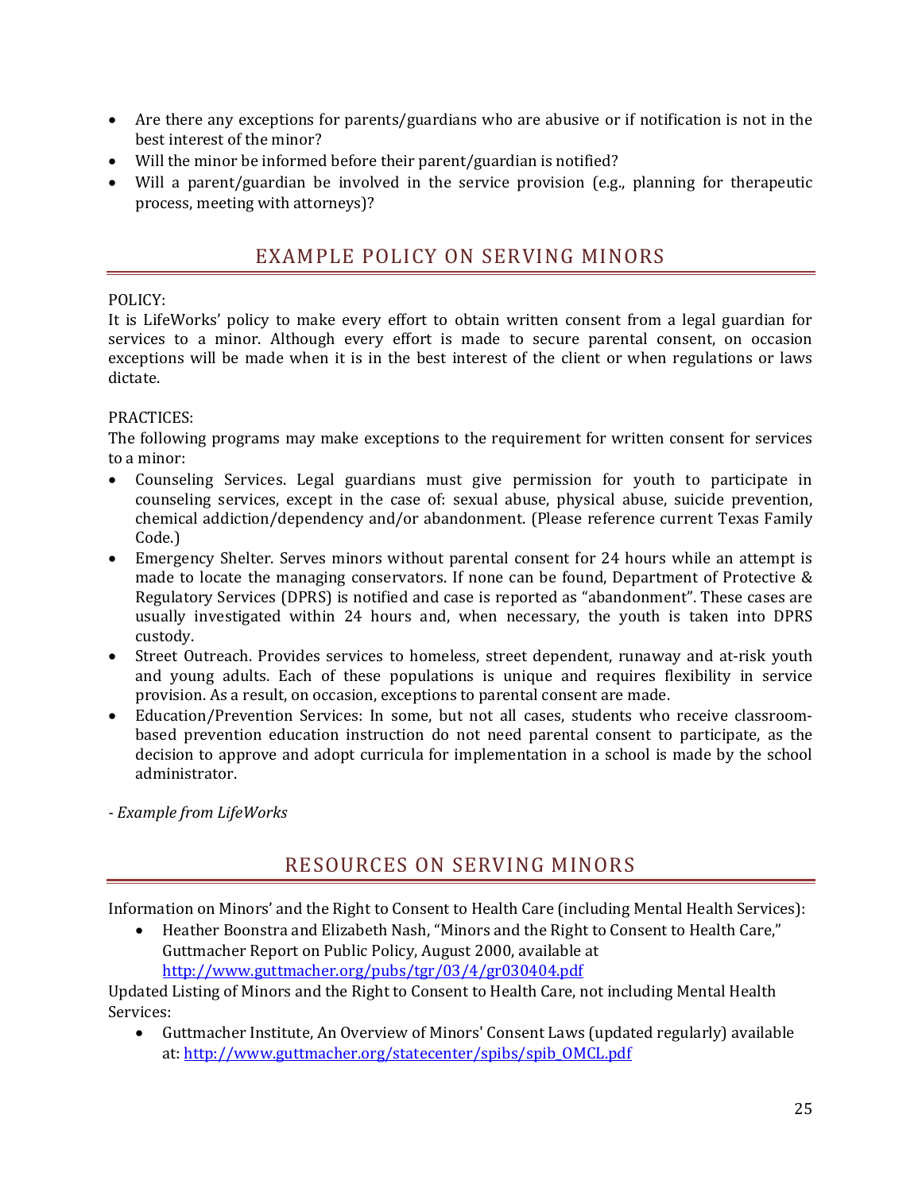- Are there any exceptions for parents/guardians who are abusive or if notification is not in the best interest of the minor?
- Will the minor be informed before their parent/guardian is notified?
- Will a parent/guardian be involved in the service provision (e.g., planning for therapeutic process, meeting with attorneys)?

## EXAMPLE POLICY ON SERVING MINORS

POLICY:
It is LifeWorks' policy to make every effort to obtain written consent from a legal guardian for services to a minor. Although every effort is made to secure parental consent, on occasion exceptions will be made when it is in the best interest of the client or when regulations or laws dictate.

PRACTICES:
The following programs may make exceptions to the requirement for written consent for services to a minor:

- Counseling Services. Legal guardians must give permission for youth to participate in counseling services, except in the case of: sexual abuse, physical abuse, suicide prevention, chemical addiction/dependency and/or abandonment. (Please reference current Texas Family Code.)
- Emergency Shelter. Serves minors without parental consent for 24 hours while an attempt is made to locate the managing conservators. If none can be found, Department of Protective & Regulatory Services (DPRS) is notified and case is reported as "abandonment". These cases are usually investigated within 24 hours and, when necessary, the youth is taken into DPRS custody.
- Street Outreach. Provides services to homeless, street dependent, runaway and at-risk youth and young adults. Each of these populations is unique and requires flexibility in service provision. As a result, on occasion, exceptions to parental consent are made.
- Education/Prevention Services: In some, but not all cases, students who receive classroom-based prevention education instruction do not need parental consent to participate, as the decision to approve and adopt curricula for implementation in a school is made by the school administrator.

*- Example from LifeWorks*

## RESOURCES ON SERVING MINORS

Information on Minors' and the Right to Consent to Health Care (including Mental Health Services):

- Heather Boonstra and Elizabeth Nash, "Minors and the Right to Consent to Health Care," Guttmacher Report on Public Policy, August 2000, available at http://www.guttmacher.org/pubs/tgr/03/4/gr030404.pdf

Updated Listing of Minors and the Right to Consent to Health Care, not including Mental Health Services:

- Guttmacher Institute, An Overview of Minors' Consent Laws (updated regularly) available at: http://www.guttmacher.org/statecenter/spibs/spib_OMCL.pdf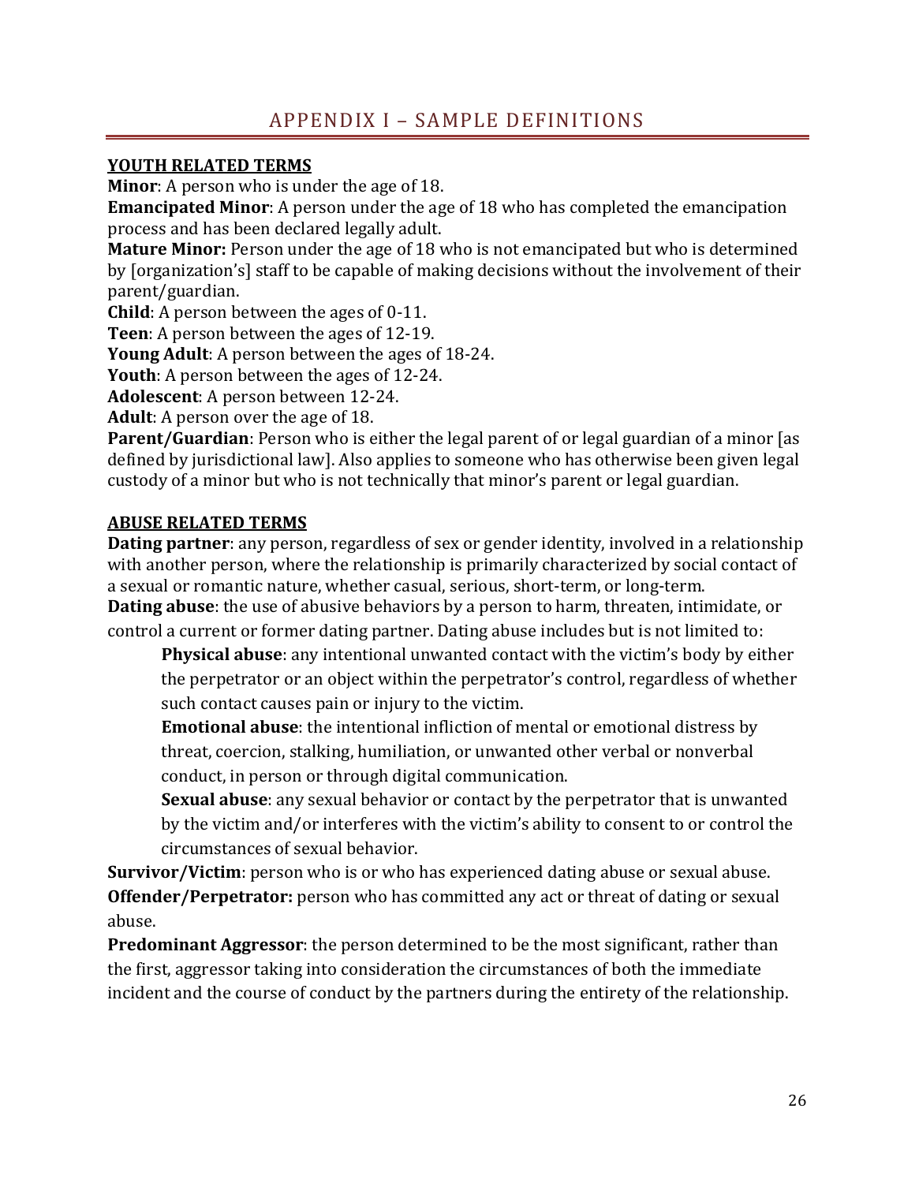# APPENDIX I – SAMPLE DEFINITIONS

## YOUTH RELATED TERMS

**Minor**: A person who is under the age of 18.
**Emancipated Minor**: A person under the age of 18 who has completed the emancipation process and has been declared legally adult.
**Mature Minor:** Person under the age of 18 who is not emancipated but who is determined by [organization's] staff to be capable of making decisions without the involvement of their parent/guardian.
**Child**: A person between the ages of 0-11.
**Teen**: A person between the ages of 12-19.
**Young Adult**: A person between the ages of 18-24.
**Youth**: A person between the ages of 12-24.
**Adolescent**: A person between 12-24.
**Adult**: A person over the age of 18.
**Parent/Guardian**: Person who is either the legal parent of or legal guardian of a minor [as defined by jurisdictional law]. Also applies to someone who has otherwise been given legal custody of a minor but who is not technically that minor's parent or legal guardian.

## ABUSE RELATED TERMS

**Dating partner**: any person, regardless of sex or gender identity, involved in a relationship with another person, where the relationship is primarily characterized by social contact of a sexual or romantic nature, whether casual, serious, short-term, or long-term.
**Dating abuse**: the use of abusive behaviors by a person to harm, threaten, intimidate, or control a current or former dating partner. Dating abuse includes but is not limited to:

> **Physical abuse**: any intentional unwanted contact with the victim's body by either the perpetrator or an object within the perpetrator's control, regardless of whether such contact causes pain or injury to the victim.
>
> **Emotional abuse**: the intentional infliction of mental or emotional distress by threat, coercion, stalking, humiliation, or unwanted other verbal or nonverbal conduct, in person or through digital communication.
>
> **Sexual abuse**: any sexual behavior or contact by the perpetrator that is unwanted by the victim and/or interferes with the victim's ability to consent to or control the circumstances of sexual behavior.

**Survivor/Victim**: person who is or who has experienced dating abuse or sexual abuse.
**Offender/Perpetrator:** person who has committed any act or threat of dating or sexual abuse.
**Predominant Aggressor**: the person determined to be the most significant, rather than the first, aggressor taking into consideration the circumstances of both the immediate incident and the course of conduct by the partners during the entirety of the relationship.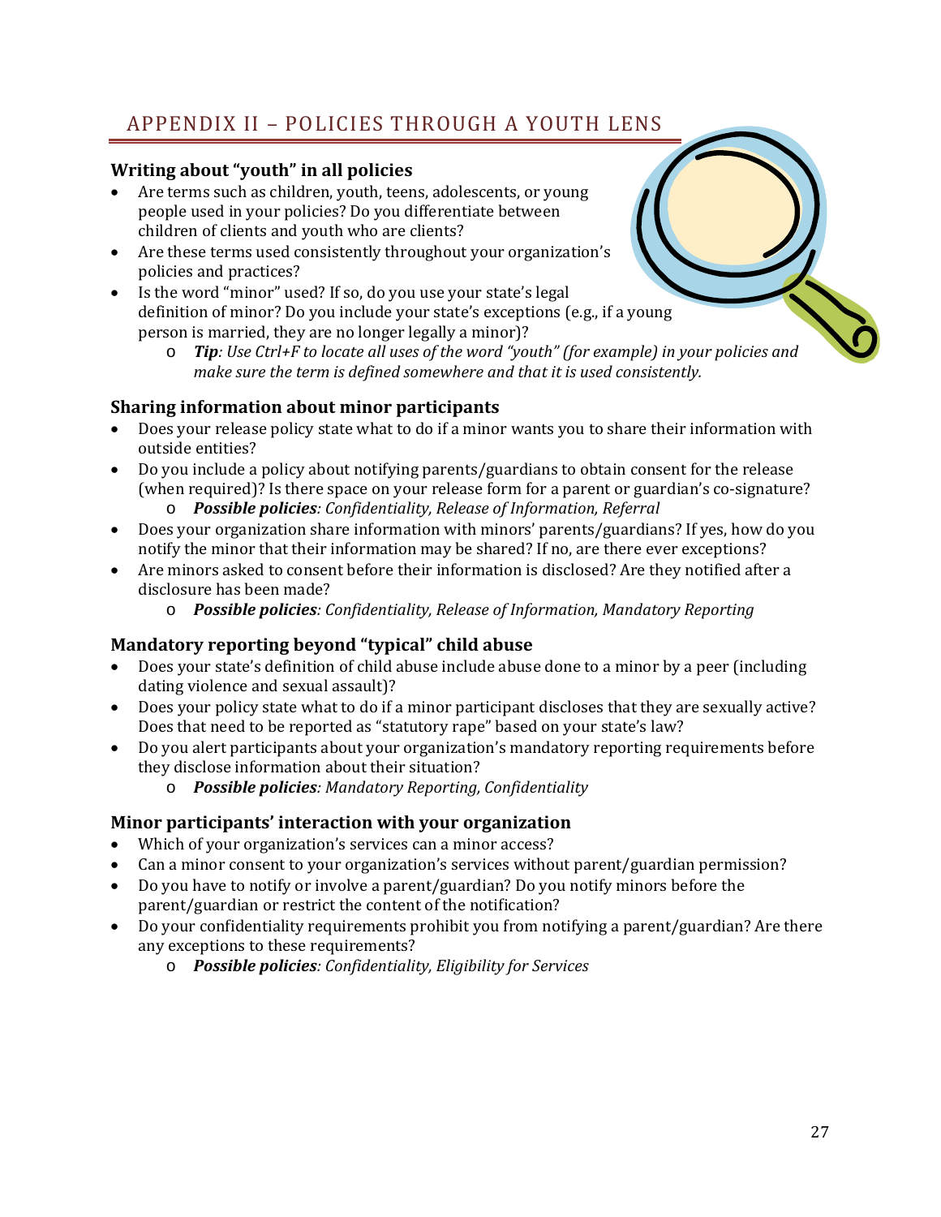## APPENDIX II – POLICIES THROUGH A YOUTH LENS

### Writing about "youth" in all policies

- Are terms such as children, youth, teens, adolescents, or young people used in your policies? Do you differentiate between children of clients and youth who are clients?
- Are these terms used consistently throughout your organization's policies and practices?
- Is the word "minor" used? If so, do you use your state's legal definition of minor? Do you include your state's exceptions (e.g., if a young person is married, they are no longer legally a minor)?
    - ***Tip****: Use Ctrl+F to locate all uses of the word "youth" (for example) in your policies and make sure the term is defined somewhere and that it is used consistently.*

### Sharing information about minor participants

- Does your release policy state what to do if a minor wants you to share their information with outside entities?
- Do you include a policy about notifying parents/guardians to obtain consent for the release (when required)? Is there space on your release form for a parent or guardian's co-signature?
    - ***Possible policies****: Confidentiality, Release of Information, Referral*
- Does your organization share information with minors' parents/guardians? If yes, how do you notify the minor that their information may be shared? If no, are there ever exceptions?
- Are minors asked to consent before their information is disclosed? Are they notified after a disclosure has been made?
    - ***Possible policies****: Confidentiality, Release of Information, Mandatory Reporting*

### Mandatory reporting beyond "typical" child abuse

- Does your state's definition of child abuse include abuse done to a minor by a peer (including dating violence and sexual assault)?
- Does your policy state what to do if a minor participant discloses that they are sexually active? Does that need to be reported as "statutory rape" based on your state's law?
- Do you alert participants about your organization's mandatory reporting requirements before they disclose information about their situation?
    - ***Possible policies****: Mandatory Reporting, Confidentiality*

### Minor participants' interaction with your organization

- Which of your organization's services can a minor access?
- Can a minor consent to your organization's services without parent/guardian permission?
- Do you have to notify or involve a parent/guardian? Do you notify minors before the parent/guardian or restrict the content of the notification?
- Do your confidentiality requirements prohibit you from notifying a parent/guardian? Are there any exceptions to these requirements?
    - ***Possible policies****: Confidentiality, Eligibility for Services*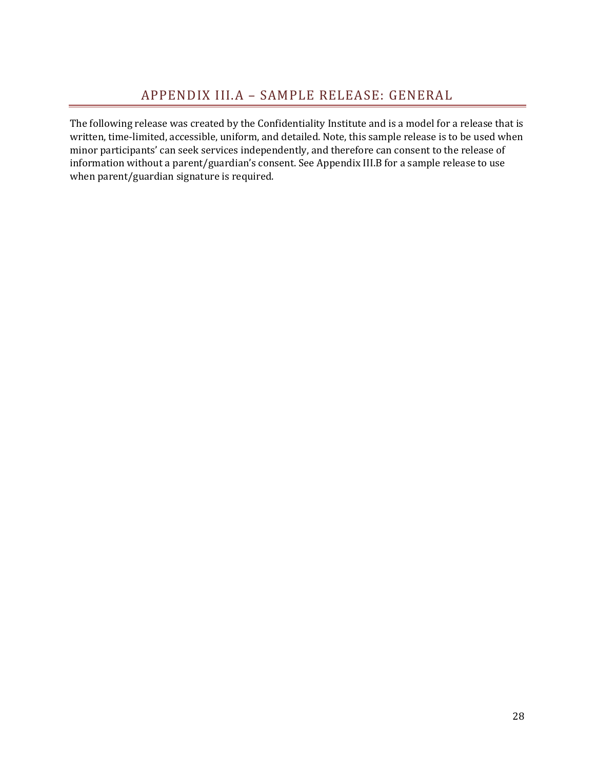# APPENDIX III.A – SAMPLE RELEASE: GENERAL

The following release was created by the Confidentiality Institute and is a model for a release that is written, time-limited, accessible, uniform, and detailed. Note, this sample release is to be used when minor participants' can seek services independently, and therefore can consent to the release of information without a parent/guardian's consent. See Appendix III.B for a sample release to use when parent/guardian signature is required.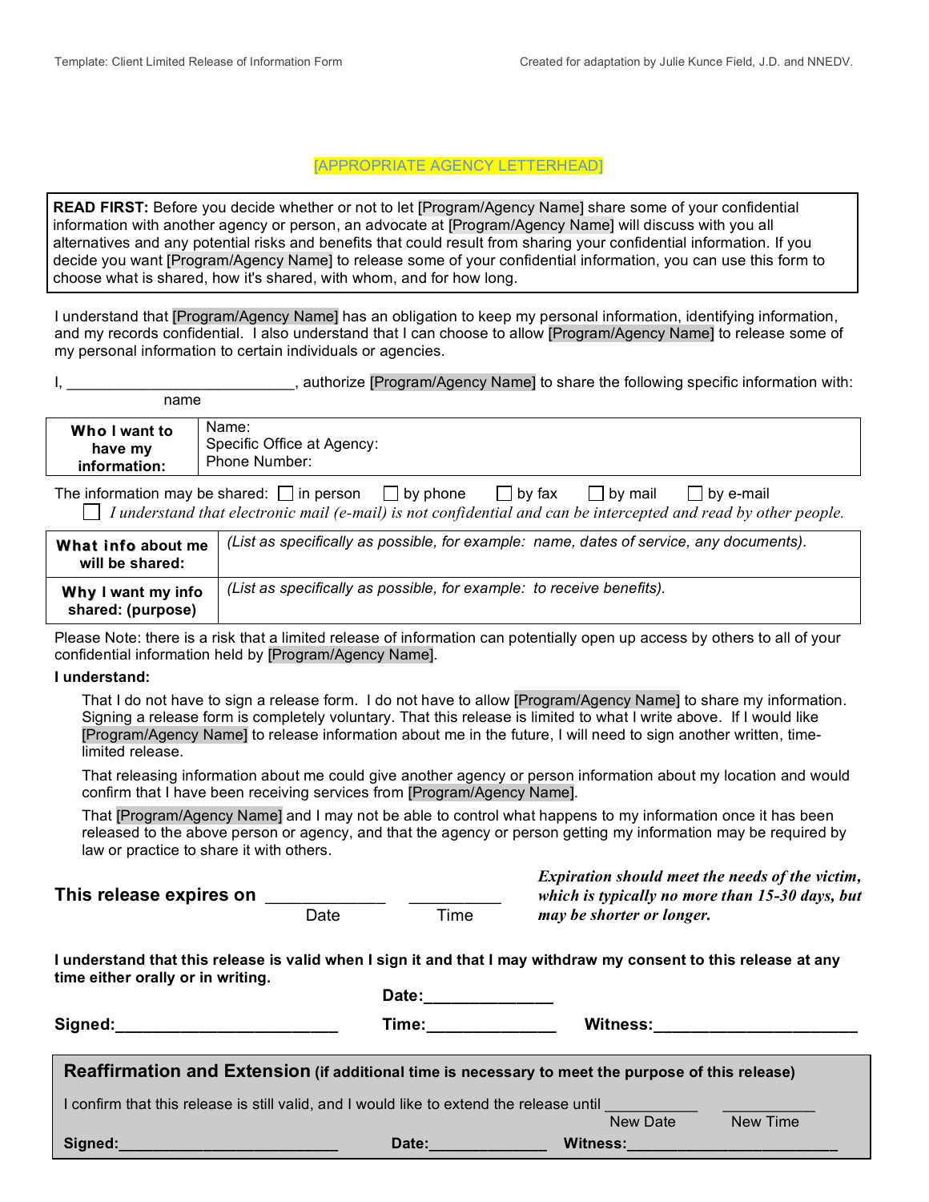[APPROPRIATE AGENCY LETTERHEAD]

**READ FIRST:** Before you decide whether or not to let [Program/Agency Name] share some of your confidential information with another agency or person, an advocate at [Program/Agency Name] will discuss with you all alternatives and any potential risks and benefits that could result from sharing your confidential information. If you decide you want [Program/Agency Name] to release some of your confidential information, you can use this form to choose what is shared, how it's shared, with whom, and for how long.

I understand that [Program/Agency Name] has an obligation to keep my personal information, identifying information, and my records confidential. I also understand that I can choose to allow [Program/Agency Name] to release some of my personal information to certain individuals or agencies.

I, ___________________________, authorize [Program/Agency Name] to share the following specific information with:
name

| **Who I want to have my information:** | Name:<br>Specific Office at Agency:<br>Phone Number: |
|---|---|

The information may be shared: ☐ in person ☐ by phone ☐ by fax ☐ by mail ☐ by e-mail

☐ *I understand that electronic mail (e-mail) is not confidential and can be intercepted and read by other people.*

| | |
|---|---|
| **What info about me will be shared:** | *(List as specifically as possible, for example: name, dates of service, any documents).* |
| **Why I want my info shared: (purpose)** | *(List as specifically as possible, for example: to receive benefits).* |

Please Note: there is a risk that a limited release of information can potentially open up access by others to all of your confidential information held by [Program/Agency Name].

**I understand:**

That I do not have to sign a release form. I do not have to allow [Program/Agency Name] to share my information. Signing a release form is completely voluntary. That this release is limited to what I write above. If I would like [Program/Agency Name] to release information about me in the future, I will need to sign another written, time-limited release.

That releasing information about me could give another agency or person information about my location and would confirm that I have been receiving services from [Program/Agency Name].

That [Program/Agency Name] and I may not be able to control what happens to my information once it has been released to the above person or agency, and that the agency or person getting my information may be required by law or practice to share it with others.

**This release expires on** ____________ __________
Date Time

***Expiration should meet the needs of the victim, which is typically no more than 15-30 days, but may be shorter or longer.***

**I understand that this release is valid when I sign it and that I may withdraw my consent to this release at any time either orally or in writing.**

**Date:**______________

**Signed:**________________________ **Time:**______________ **Witness:**______________________

**Reaffirmation and Extension (if additional time is necessary to meet the purpose of this release)**

I confirm that this release is still valid, and I would like to extend the release until ___________ ___________
New Date New Time

**Signed:**________________________ **Date:**_____________ **Witness:**________________________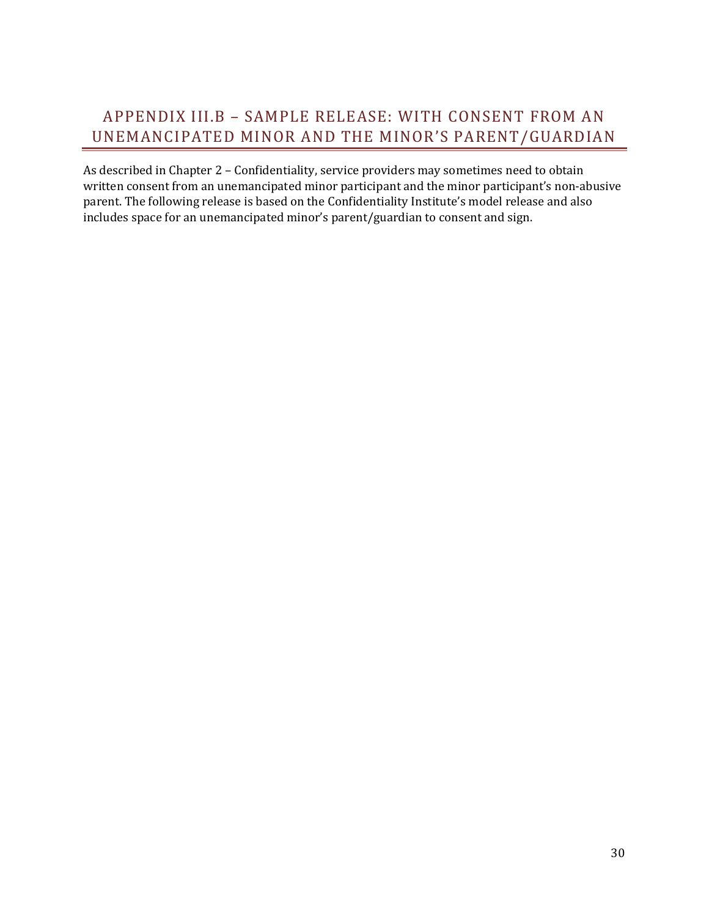## APPENDIX III.B – SAMPLE RELEASE: WITH CONSENT FROM AN UNEMANCIPATED MINOR AND THE MINOR'S PARENT/GUARDIAN

As described in Chapter 2 – Confidentiality, service providers may sometimes need to obtain written consent from an unemancipated minor participant and the minor participant's non-abusive parent. The following release is based on the Confidentiality Institute's model release and also includes space for an unemancipated minor's parent/guardian to consent and sign.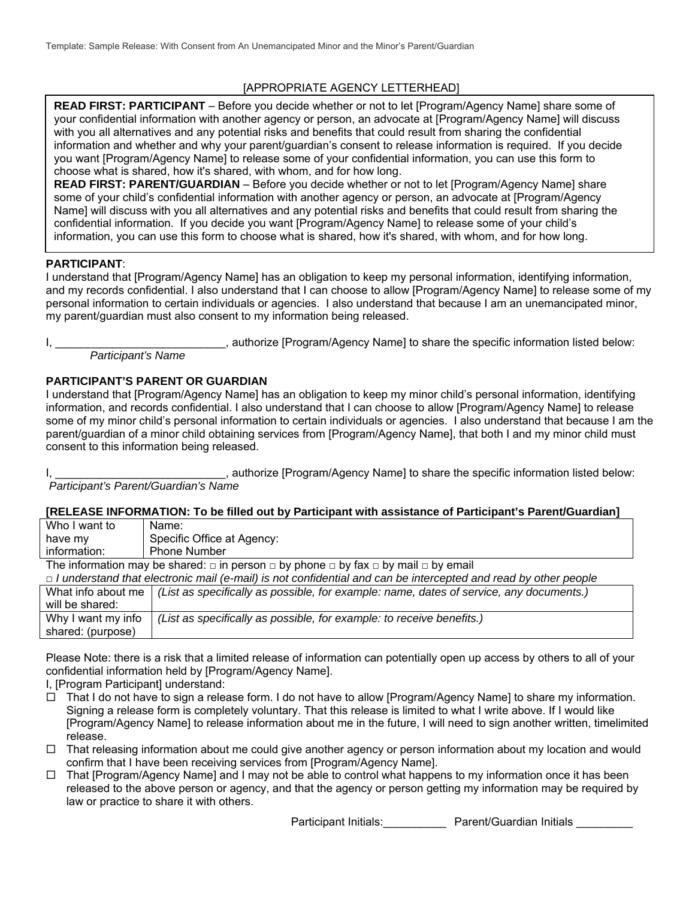Template: Sample Release: With Consent from An Unemancipated Minor and the Minor's Parent/Guardian

[APPROPRIATE AGENCY LETTERHEAD]

**READ FIRST: PARTICIPANT** – Before you decide whether or not to let [Program/Agency Name] share some of your confidential information with another agency or person, an advocate at [Program/Agency Name] will discuss with you all alternatives and any potential risks and benefits that could result from sharing the confidential information and whether and why your parent/guardian's consent to release information is required. If you decide you want [Program/Agency Name] to release some of your confidential information, you can use this form to choose what is shared, how it's shared, with whom, and for how long.

**READ FIRST: PARENT/GUARDIAN** – Before you decide whether or not to let [Program/Agency Name] share some of your child's confidential information with another agency or person, an advocate at [Program/Agency Name] will discuss with you all alternatives and any potential risks and benefits that could result from sharing the confidential information. If you decide you want [Program/Agency Name] to release some of your child's information, you can use this form to choose what is shared, how it's shared, with whom, and for how long.

**PARTICIPANT**:

I understand that [Program/Agency Name] has an obligation to keep my personal information, identifying information, and my records confidential. I also understand that I can choose to allow [Program/Agency Name] to release some of my personal information to certain individuals or agencies. I also understand that because I am an unemancipated minor, my parent/guardian must also consent to my information being released.

I, ___________________________, authorize [Program/Agency Name] to share the specific information listed below:
*Participant's Name*

**PARTICIPANT'S PARENT OR GUARDIAN**

I understand that [Program/Agency Name] has an obligation to keep my minor child's personal information, identifying information, and records confidential. I also understand that I can choose to allow [Program/Agency Name] to release some of my minor child's personal information to certain individuals or agencies. I also understand that because I am the parent/guardian of a minor child obtaining services from [Program/Agency Name], that both I and my minor child must consent to this information being released.

I, ___________________________, authorize [Program/Agency Name] to share the specific information listed below:
*Participant's Parent/Guardian's Name*

**[RELEASE INFORMATION: To be filled out by Participant with assistance of Participant's Parent/Guardian]**

| Who I want to have my information: | Name:<br>Specific Office at Agency:<br>Phone Number |
|---|---|

The information may be shared: □ in person □ by phone □ by fax □ by mail □ by email

□ *I understand that electronic mail (e-mail) is not confidential and can be intercepted and read by other people*

| What info about me will be shared: | *(List as specifically as possible, for example: name, dates of service, any documents.)* |
|---|---|
| Why I want my info shared: (purpose) | *(List as specifically as possible, for example: to receive benefits.)* |

Please Note: there is a risk that a limited release of information can potentially open up access by others to all of your confidential information held by [Program/Agency Name].

I, [Program Participant] understand:

- ☐ That I do not have to sign a release form. I do not have to allow [Program/Agency Name] to share my information. Signing a release form is completely voluntary. That this release is limited to what I write above. If I would like [Program/Agency Name] to release information about me in the future, I will need to sign another written, timelimited release.
- ☐ That releasing information about me could give another agency or person information about my location and would confirm that I have been receiving services from [Program/Agency Name].
- ☐ That [Program/Agency Name] and I may not be able to control what happens to my information once it has been released to the above person or agency, and that the agency or person getting my information may be required by law or practice to share it with others.

Participant Initials:__________ Parent/Guardian Initials _________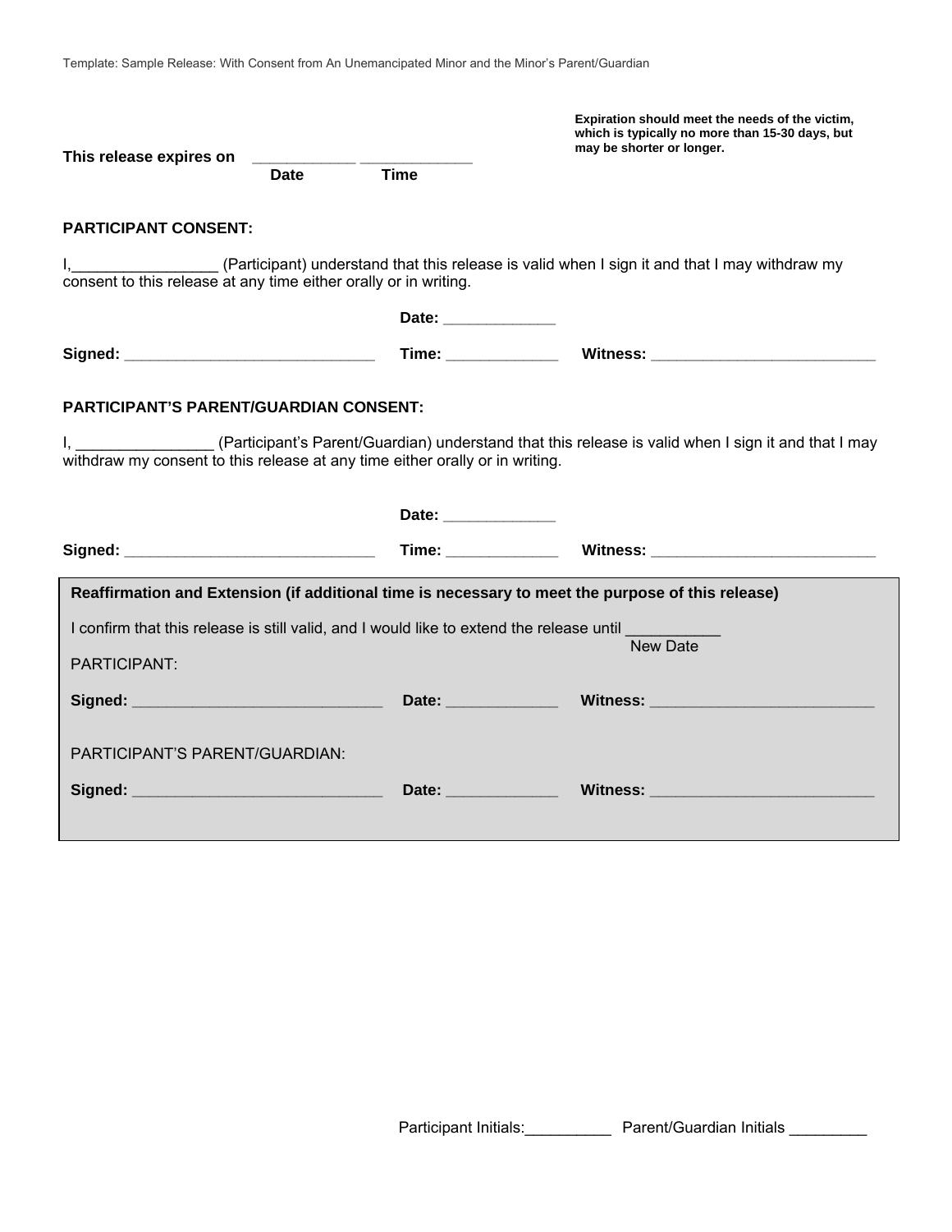Template: Sample Release: With Consent from An Unemancipated Minor and the Minor's Parent/Guardian

**Expiration should meet the needs of the victim, which is typically no more than 15-30 days, but may be shorter or longer.**

**This release expires on** ____________ _____________
**Date** **Time**

**PARTICIPANT CONSENT:**

I,________________ (Participant) understand that this release is valid when I sign it and that I may withdraw my consent to this release at any time either orally or in writing.

**Date:** _____________

**Signed:** _____________________________ **Time:** _____________ **Witness:** __________________________

**PARTICIPANT'S PARENT/GUARDIAN CONSENT:**

I, _______________ (Participant's Parent/Guardian) understand that this release is valid when I sign it and that I may withdraw my consent to this release at any time either orally or in writing.

**Date:** _____________

**Signed:** _____________________________ **Time:** _____________ **Witness:** __________________________

**Reaffirmation and Extension (if additional time is necessary to meet the purpose of this release)**

I confirm that this release is still valid, and I would like to extend the release until __________
New Date

PARTICIPANT:

**Signed:** _____________________________ **Date:** _____________ **Witness:** __________________________

PARTICIPANT'S PARENT/GUARDIAN:

**Signed:** _____________________________ **Date:** _____________ **Witness:** __________________________

Participant Initials:__________ Parent/Guardian Initials _________